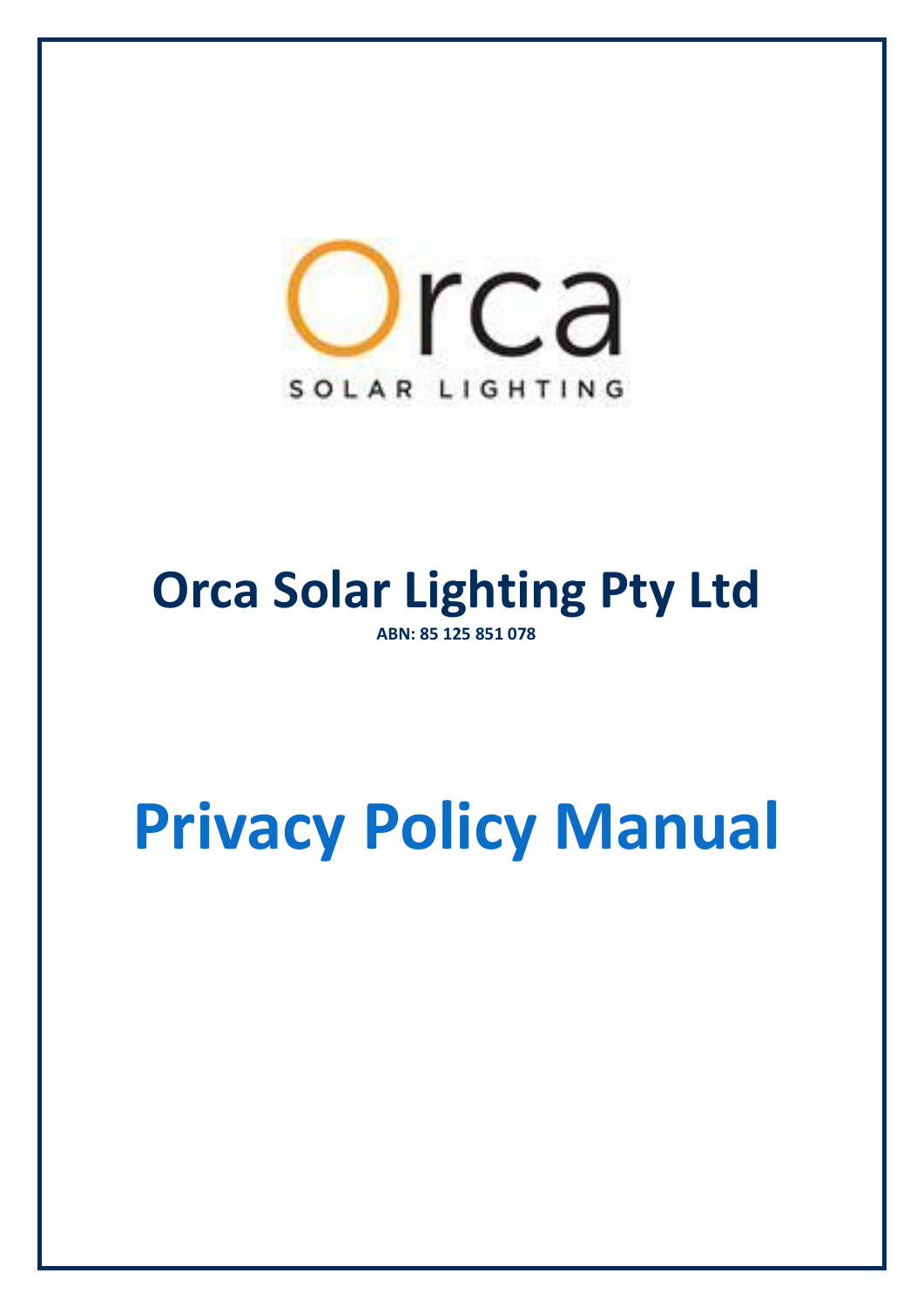Orca

SOLAR LIGHTING

# Orca Solar Lighting Pty Ltd

**ABN: 85 125 851 078**

# Privacy Policy Manual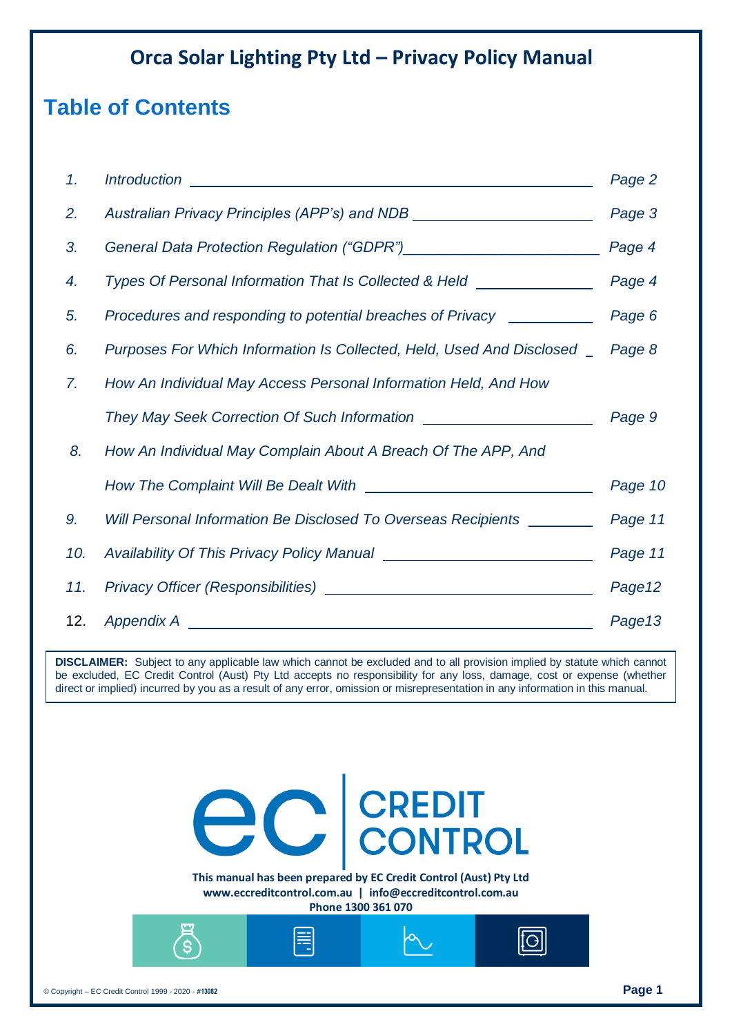# Orca Solar Lighting Pty Ltd – Privacy Policy Manual

## Table of Contents

| | | |
|---|---|---|
| *1.* | *Introduction* | *Page 2* |
| *2.* | *Australian Privacy Principles (APP's) and NDB* | *Page 3* |
| *3.* | *General Data Protection Regulation ("GDPR")* | *Page 4* |
| *4.* | *Types Of Personal Information That Is Collected & Held* | *Page 4* |
| *5.* | *Procedures and responding to potential breaches of Privacy* | *Page 6* |
| *6.* | *Purposes For Which Information Is Collected, Held, Used And Disclosed* | *Page 8* |
| *7.* | *How An Individual May Access Personal Information Held, And How They May Seek Correction Of Such Information* | *Page 9* |
| *8.* | *How An Individual May Complain About A Breach Of The APP, And How The Complaint Will Be Dealt With* | *Page 10* |
| *9.* | *Will Personal Information Be Disclosed To Overseas Recipients* | *Page 11* |
| *10.* | *Availability Of This Privacy Policy Manual* | *Page 11* |
| *11.* | *Privacy Officer (Responsibilities)* | *Page12* |
| 12. | *Appendix A* | *Page13* |

**DISCLAIMER:** Subject to any applicable law which cannot be excluded and to all provision implied by statute which cannot be excluded, EC Credit Control (Aust) Pty Ltd accepts no responsibility for any loss, damage, cost or expense (whether direct or implied) incurred by you as a result of any error, omission or misrepresentation in any information in this manual.

ec | CREDIT CONTROL

**This manual has been prepared by EC Credit Control (Aust) Pty Ltd**
**www.eccreditcontrol.com.au | info@eccreditcontrol.com.au**
**Phone 1300 361 070**

© Copyright – EC Credit Control 1999 - 2020 - #13082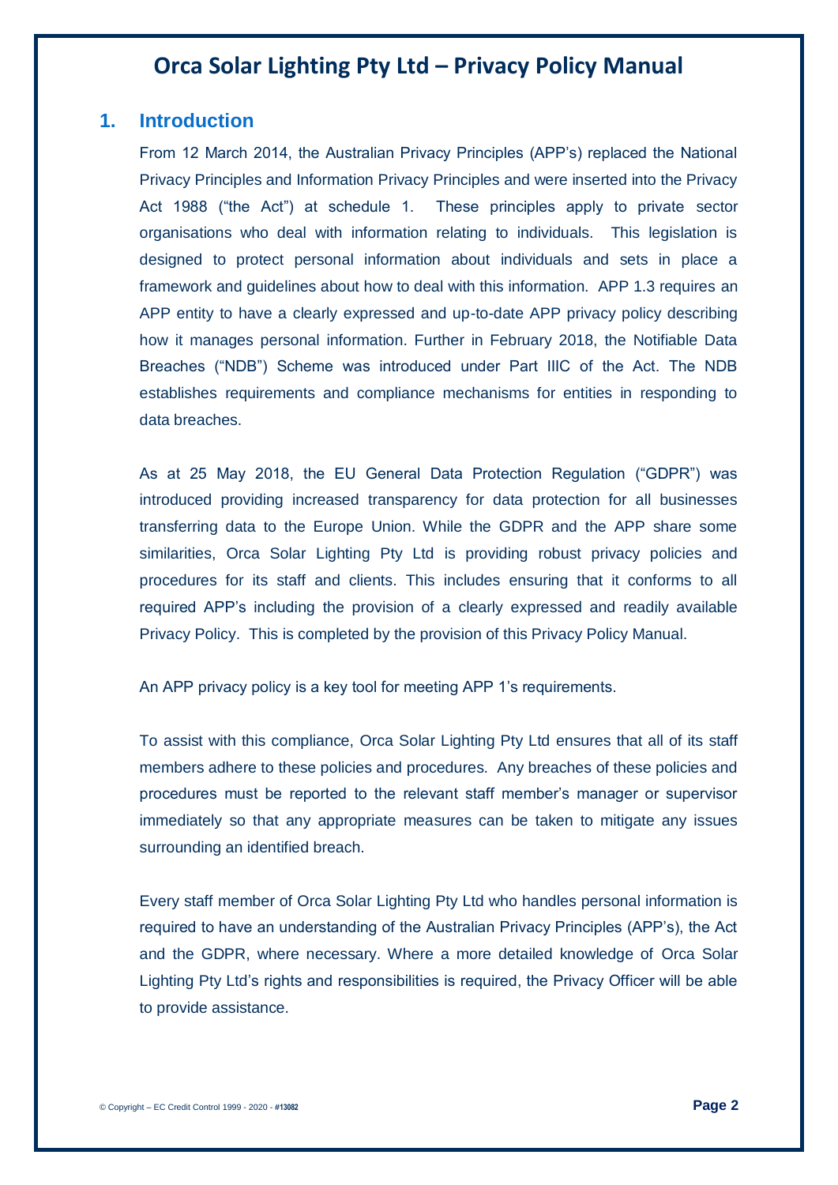# Orca Solar Lighting Pty Ltd – Privacy Policy Manual

## 1. Introduction

From 12 March 2014, the Australian Privacy Principles (APP's) replaced the National Privacy Principles and Information Privacy Principles and were inserted into the Privacy Act 1988 ("the Act") at schedule 1. These principles apply to private sector organisations who deal with information relating to individuals. This legislation is designed to protect personal information about individuals and sets in place a framework and guidelines about how to deal with this information. APP 1.3 requires an APP entity to have a clearly expressed and up-to-date APP privacy policy describing how it manages personal information. Further in February 2018, the Notifiable Data Breaches ("NDB") Scheme was introduced under Part IIIC of the Act. The NDB establishes requirements and compliance mechanisms for entities in responding to data breaches.

As at 25 May 2018, the EU General Data Protection Regulation ("GDPR") was introduced providing increased transparency for data protection for all businesses transferring data to the Europe Union. While the GDPR and the APP share some similarities, Orca Solar Lighting Pty Ltd is providing robust privacy policies and procedures for its staff and clients. This includes ensuring that it conforms to all required APP's including the provision of a clearly expressed and readily available Privacy Policy. This is completed by the provision of this Privacy Policy Manual.

An APP privacy policy is a key tool for meeting APP 1's requirements.

To assist with this compliance, Orca Solar Lighting Pty Ltd ensures that all of its staff members adhere to these policies and procedures. Any breaches of these policies and procedures must be reported to the relevant staff member's manager or supervisor immediately so that any appropriate measures can be taken to mitigate any issues surrounding an identified breach.

Every staff member of Orca Solar Lighting Pty Ltd who handles personal information is required to have an understanding of the Australian Privacy Principles (APP's), the Act and the GDPR, where necessary. Where a more detailed knowledge of Orca Solar Lighting Pty Ltd's rights and responsibilities is required, the Privacy Officer will be able to provide assistance.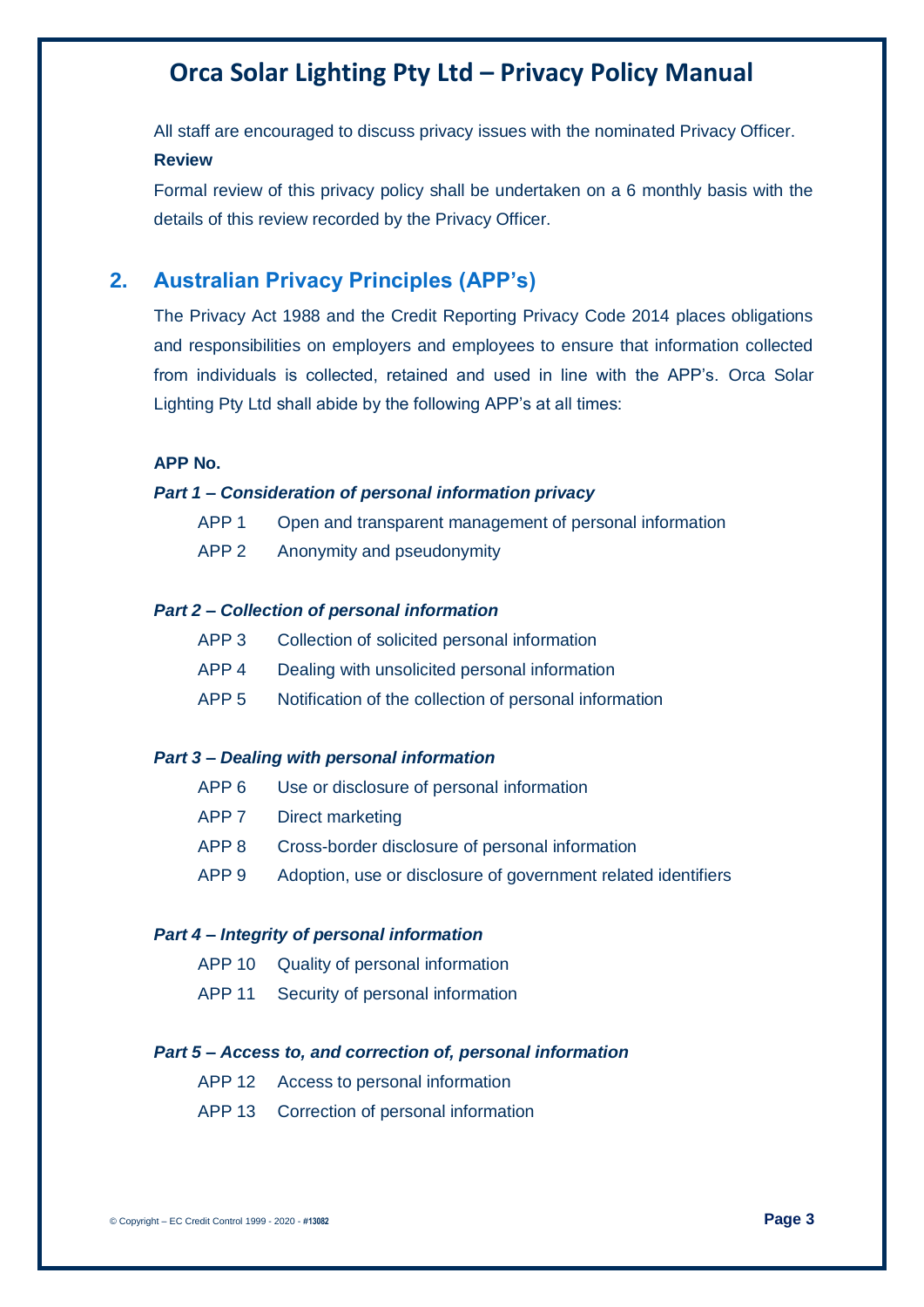All staff are encouraged to discuss privacy issues with the nominated Privacy Officer.

**Review**

Formal review of this privacy policy shall be undertaken on a 6 monthly basis with the details of this review recorded by the Privacy Officer.

## 2. Australian Privacy Principles (APP's)

The Privacy Act 1988 and the Credit Reporting Privacy Code 2014 places obligations and responsibilities on employers and employees to ensure that information collected from individuals is collected, retained and used in line with the APP's. Orca Solar Lighting Pty Ltd shall abide by the following APP's at all times:

**APP No.**

***Part 1 – Consideration of personal information privacy***

- APP 1 Open and transparent management of personal information
- APP 2 Anonymity and pseudonymity

***Part 2 – Collection of personal information***

- APP 3 Collection of solicited personal information
- APP 4 Dealing with unsolicited personal information
- APP 5 Notification of the collection of personal information

***Part 3 – Dealing with personal information***

- APP 6 Use or disclosure of personal information
- APP 7 Direct marketing
- APP 8 Cross-border disclosure of personal information
- APP 9 Adoption, use or disclosure of government related identifiers

***Part 4 – Integrity of personal information***

- APP 10 Quality of personal information
- APP 11 Security of personal information

***Part 5 – Access to, and correction of, personal information***

- APP 12 Access to personal information
- APP 13 Correction of personal information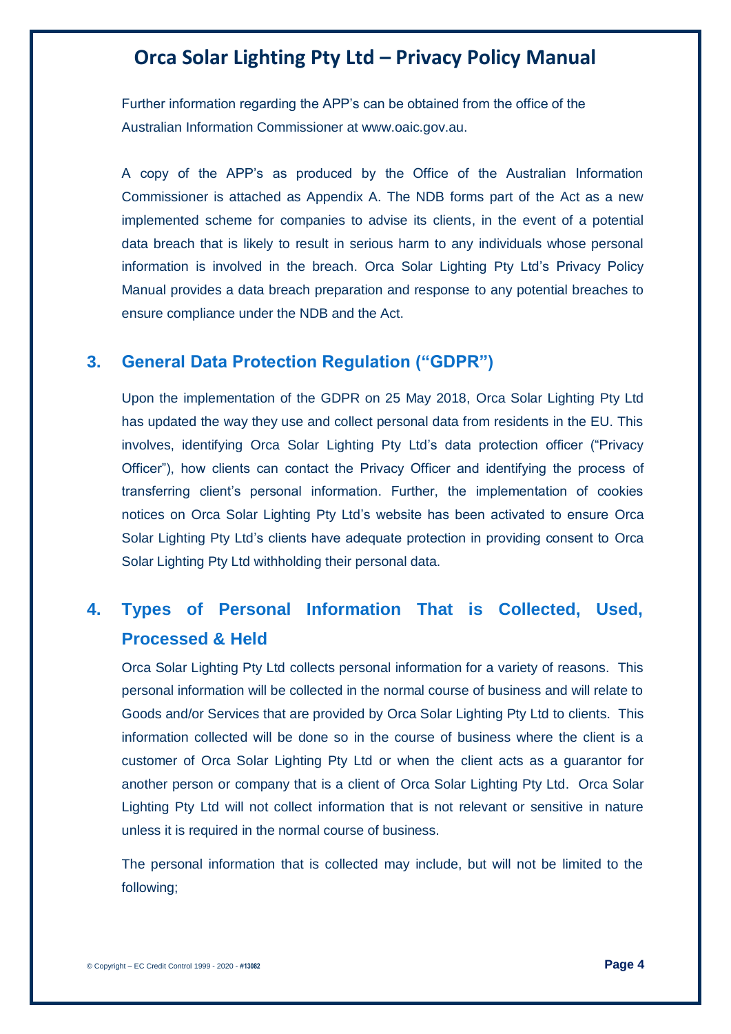Further information regarding the APP's can be obtained from the office of the Australian Information Commissioner at www.oaic.gov.au.

A copy of the APP's as produced by the Office of the Australian Information Commissioner is attached as Appendix A. The NDB forms part of the Act as a new implemented scheme for companies to advise its clients, in the event of a potential data breach that is likely to result in serious harm to any individuals whose personal information is involved in the breach. Orca Solar Lighting Pty Ltd's Privacy Policy Manual provides a data breach preparation and response to any potential breaches to ensure compliance under the NDB and the Act.

## 3. General Data Protection Regulation ("GDPR")

Upon the implementation of the GDPR on 25 May 2018, Orca Solar Lighting Pty Ltd has updated the way they use and collect personal data from residents in the EU. This involves, identifying Orca Solar Lighting Pty Ltd's data protection officer ("Privacy Officer"), how clients can contact the Privacy Officer and identifying the process of transferring client's personal information. Further, the implementation of cookies notices on Orca Solar Lighting Pty Ltd's website has been activated to ensure Orca Solar Lighting Pty Ltd's clients have adequate protection in providing consent to Orca Solar Lighting Pty Ltd withholding their personal data.

## 4. Types of Personal Information That is Collected, Used, Processed & Held

Orca Solar Lighting Pty Ltd collects personal information for a variety of reasons. This personal information will be collected in the normal course of business and will relate to Goods and/or Services that are provided by Orca Solar Lighting Pty Ltd to clients. This information collected will be done so in the course of business where the client is a customer of Orca Solar Lighting Pty Ltd or when the client acts as a guarantor for another person or company that is a client of Orca Solar Lighting Pty Ltd. Orca Solar Lighting Pty Ltd will not collect information that is not relevant or sensitive in nature unless it is required in the normal course of business.

The personal information that is collected may include, but will not be limited to the following;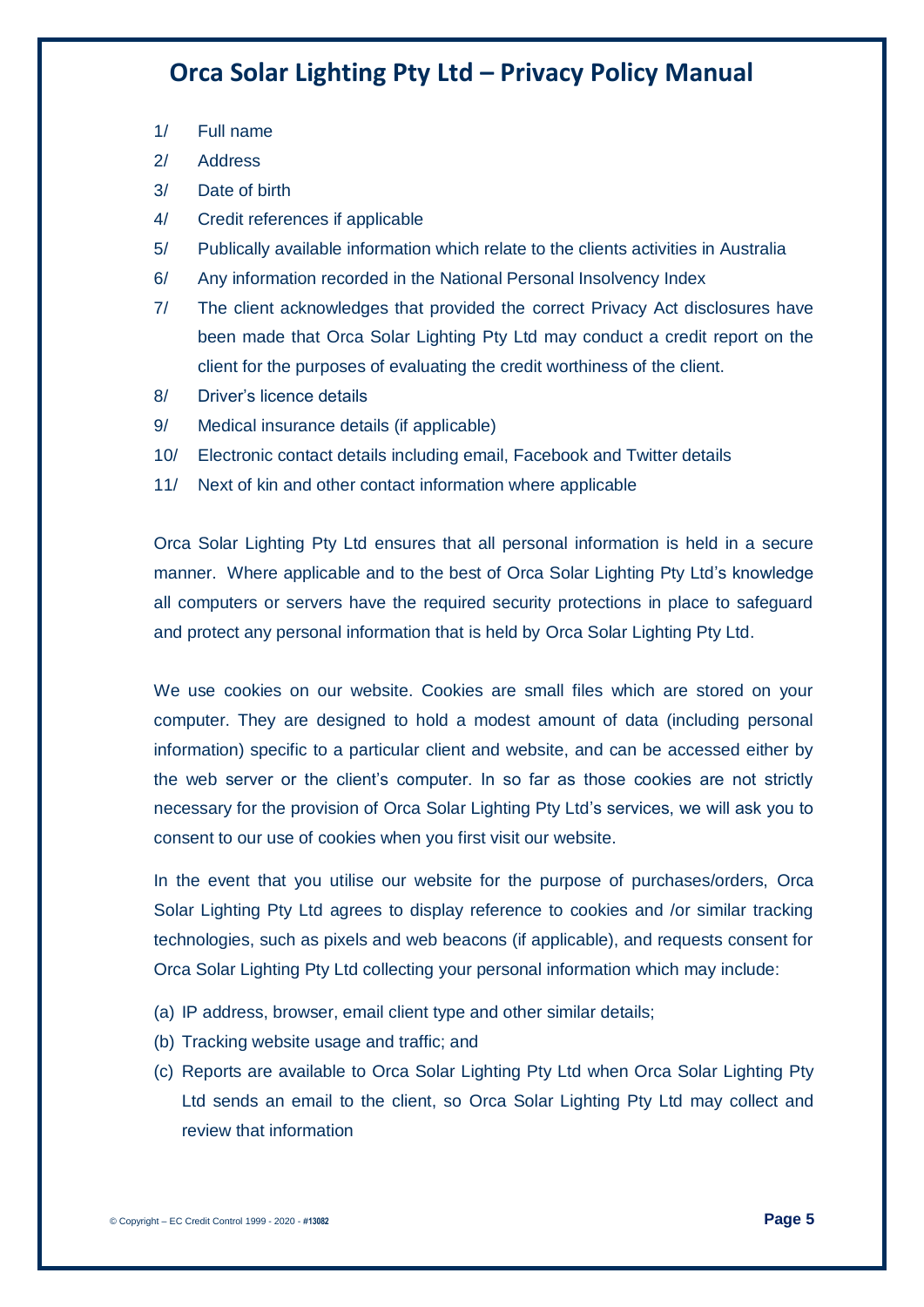1/ Full name

2/ Address

3/ Date of birth

4/ Credit references if applicable

5/ Publically available information which relate to the clients activities in Australia

6/ Any information recorded in the National Personal Insolvency Index

7/ The client acknowledges that provided the correct Privacy Act disclosures have been made that Orca Solar Lighting Pty Ltd may conduct a credit report on the client for the purposes of evaluating the credit worthiness of the client.

8/ Driver's licence details

9/ Medical insurance details (if applicable)

10/ Electronic contact details including email, Facebook and Twitter details

11/ Next of kin and other contact information where applicable

Orca Solar Lighting Pty Ltd ensures that all personal information is held in a secure manner. Where applicable and to the best of Orca Solar Lighting Pty Ltd's knowledge all computers or servers have the required security protections in place to safeguard and protect any personal information that is held by Orca Solar Lighting Pty Ltd.

We use cookies on our website. Cookies are small files which are stored on your computer. They are designed to hold a modest amount of data (including personal information) specific to a particular client and website, and can be accessed either by the web server or the client's computer. In so far as those cookies are not strictly necessary for the provision of Orca Solar Lighting Pty Ltd's services, we will ask you to consent to our use of cookies when you first visit our website.

In the event that you utilise our website for the purpose of purchases/orders, Orca Solar Lighting Pty Ltd agrees to display reference to cookies and /or similar tracking technologies, such as pixels and web beacons (if applicable), and requests consent for Orca Solar Lighting Pty Ltd collecting your personal information which may include:

(a) IP address, browser, email client type and other similar details;

(b) Tracking website usage and traffic; and

(c) Reports are available to Orca Solar Lighting Pty Ltd when Orca Solar Lighting Pty Ltd sends an email to the client, so Orca Solar Lighting Pty Ltd may collect and review that information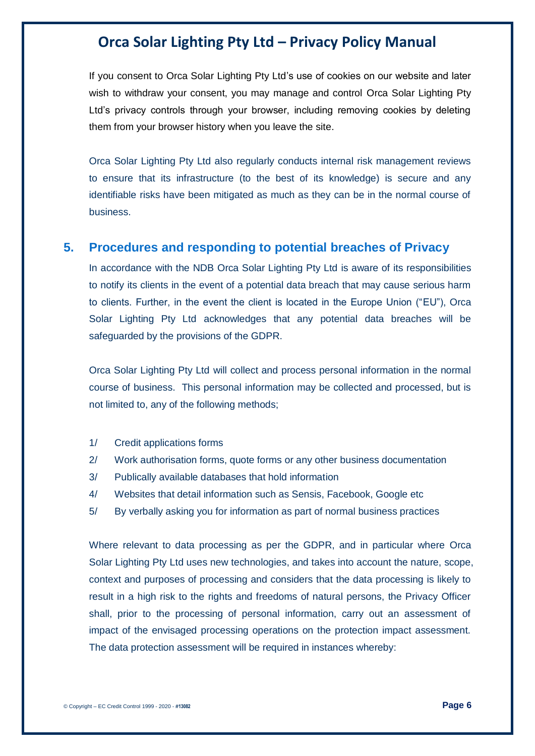If you consent to Orca Solar Lighting Pty Ltd's use of cookies on our website and later wish to withdraw your consent, you may manage and control Orca Solar Lighting Pty Ltd's privacy controls through your browser, including removing cookies by deleting them from your browser history when you leave the site.

Orca Solar Lighting Pty Ltd also regularly conducts internal risk management reviews to ensure that its infrastructure (to the best of its knowledge) is secure and any identifiable risks have been mitigated as much as they can be in the normal course of business.

## 5. Procedures and responding to potential breaches of Privacy

In accordance with the NDB Orca Solar Lighting Pty Ltd is aware of its responsibilities to notify its clients in the event of a potential data breach that may cause serious harm to clients. Further, in the event the client is located in the Europe Union ("EU"), Orca Solar Lighting Pty Ltd acknowledges that any potential data breaches will be safeguarded by the provisions of the GDPR.

Orca Solar Lighting Pty Ltd will collect and process personal information in the normal course of business. This personal information may be collected and processed, but is not limited to, any of the following methods;

1/ Credit applications forms
2/ Work authorisation forms, quote forms or any other business documentation
3/ Publically available databases that hold information
4/ Websites that detail information such as Sensis, Facebook, Google etc
5/ By verbally asking you for information as part of normal business practices

Where relevant to data processing as per the GDPR, and in particular where Orca Solar Lighting Pty Ltd uses new technologies, and takes into account the nature, scope, context and purposes of processing and considers that the data processing is likely to result in a high risk to the rights and freedoms of natural persons, the Privacy Officer shall, prior to the processing of personal information, carry out an assessment of impact of the envisaged processing operations on the protection impact assessment. The data protection assessment will be required in instances whereby: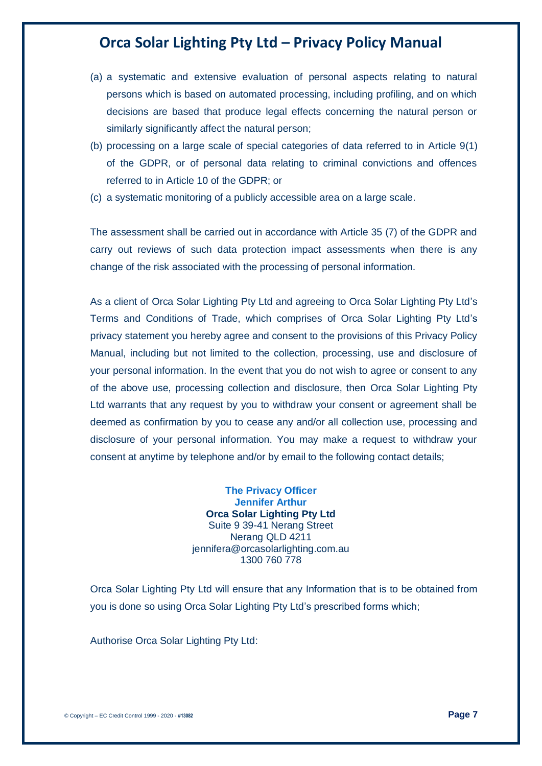(a) a systematic and extensive evaluation of personal aspects relating to natural persons which is based on automated processing, including profiling, and on which decisions are based that produce legal effects concerning the natural person or similarly significantly affect the natural person;

(b) processing on a large scale of special categories of data referred to in Article 9(1) of the GDPR, or of personal data relating to criminal convictions and offences referred to in Article 10 of the GDPR; or

(c) a systematic monitoring of a publicly accessible area on a large scale.

The assessment shall be carried out in accordance with Article 35 (7) of the GDPR and carry out reviews of such data protection impact assessments when there is any change of the risk associated with the processing of personal information.

As a client of Orca Solar Lighting Pty Ltd and agreeing to Orca Solar Lighting Pty Ltd's Terms and Conditions of Trade, which comprises of Orca Solar Lighting Pty Ltd's privacy statement you hereby agree and consent to the provisions of this Privacy Policy Manual, including but not limited to the collection, processing, use and disclosure of your personal information. In the event that you do not wish to agree or consent to any of the above use, processing collection and disclosure, then Orca Solar Lighting Pty Ltd warrants that any request by you to withdraw your consent or agreement shall be deemed as confirmation by you to cease any and/or all collection use, processing and disclosure of your personal information. You may make a request to withdraw your consent at anytime by telephone and/or by email to the following contact details;

**The Privacy Officer**
**Jennifer Arthur**
**Orca Solar Lighting Pty Ltd**
Suite 9 39-41 Nerang Street
Nerang QLD 4211
jennifera@orcasolarlighting.com.au
1300 760 778

Orca Solar Lighting Pty Ltd will ensure that any Information that is to be obtained from you is done so using Orca Solar Lighting Pty Ltd's prescribed forms which;

Authorise Orca Solar Lighting Pty Ltd: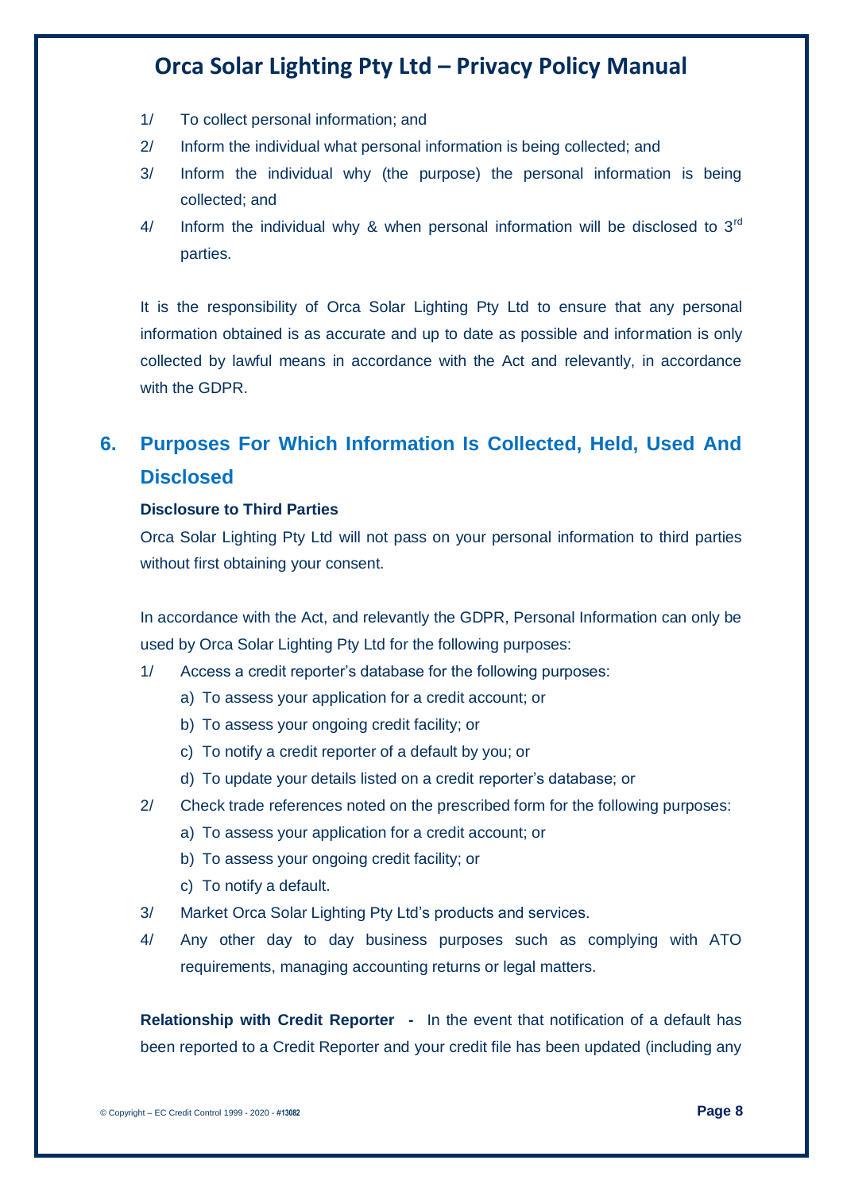1/ To collect personal information; and

2/ Inform the individual what personal information is being collected; and

3/ Inform the individual why (the purpose) the personal information is being collected; and

4/ Inform the individual why & when personal information will be disclosed to 3rd parties.

It is the responsibility of Orca Solar Lighting Pty Ltd to ensure that any personal information obtained is as accurate and up to date as possible and information is only collected by lawful means in accordance with the Act and relevantly, in accordance with the GDPR.

## 6. Purposes For Which Information Is Collected, Held, Used And Disclosed

**Disclosure to Third Parties**

Orca Solar Lighting Pty Ltd will not pass on your personal information to third parties without first obtaining your consent.

In accordance with the Act, and relevantly the GDPR, Personal Information can only be used by Orca Solar Lighting Pty Ltd for the following purposes:

1/ Access a credit reporter's database for the following purposes:

   a) To assess your application for a credit account; or

   b) To assess your ongoing credit facility; or

   c) To notify a credit reporter of a default by you; or

   d) To update your details listed on a credit reporter's database; or

2/ Check trade references noted on the prescribed form for the following purposes:

   a) To assess your application for a credit account; or

   b) To assess your ongoing credit facility; or

   c) To notify a default.

3/ Market Orca Solar Lighting Pty Ltd's products and services.

4/ Any other day to day business purposes such as complying with ATO requirements, managing accounting returns or legal matters.

**Relationship with Credit Reporter -** In the event that notification of a default has been reported to a Credit Reporter and your credit file has been updated (including any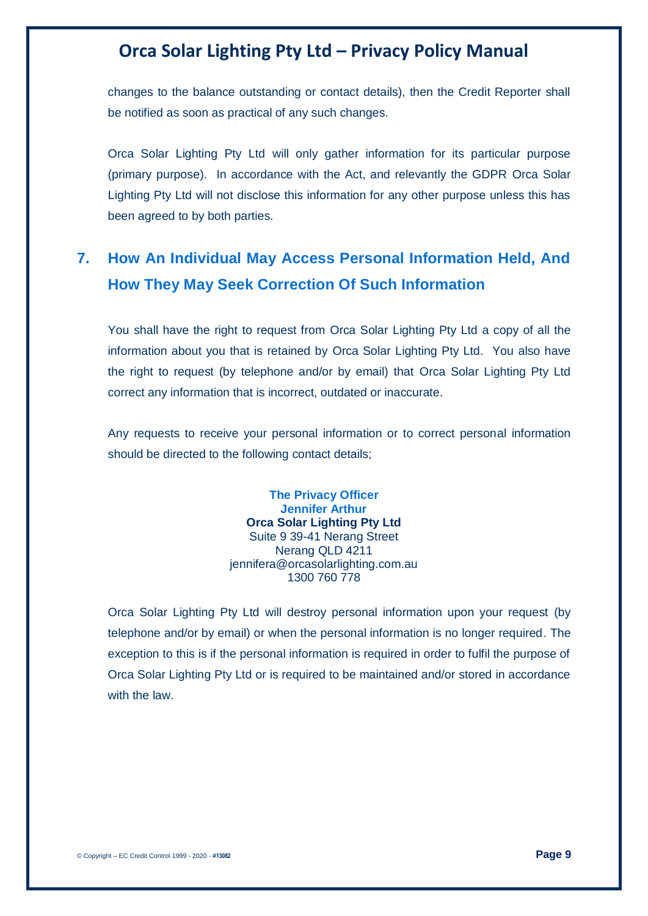changes to the balance outstanding or contact details), then the Credit Reporter shall be notified as soon as practical of any such changes.

Orca Solar Lighting Pty Ltd will only gather information for its particular purpose (primary purpose). In accordance with the Act, and relevantly the GDPR Orca Solar Lighting Pty Ltd will not disclose this information for any other purpose unless this has been agreed to by both parties.

## 7. How An Individual May Access Personal Information Held, And How They May Seek Correction Of Such Information

You shall have the right to request from Orca Solar Lighting Pty Ltd a copy of all the information about you that is retained by Orca Solar Lighting Pty Ltd. You also have the right to request (by telephone and/or by email) that Orca Solar Lighting Pty Ltd correct any information that is incorrect, outdated or inaccurate.

Any requests to receive your personal information or to correct personal information should be directed to the following contact details;

**The Privacy Officer**
**Jennifer Arthur**
**Orca Solar Lighting Pty Ltd**
Suite 9 39-41 Nerang Street
Nerang QLD 4211
jennifera@orcasolarlighting.com.au
1300 760 778

Orca Solar Lighting Pty Ltd will destroy personal information upon your request (by telephone and/or by email) or when the personal information is no longer required. The exception to this is if the personal information is required in order to fulfil the purpose of Orca Solar Lighting Pty Ltd or is required to be maintained and/or stored in accordance with the law.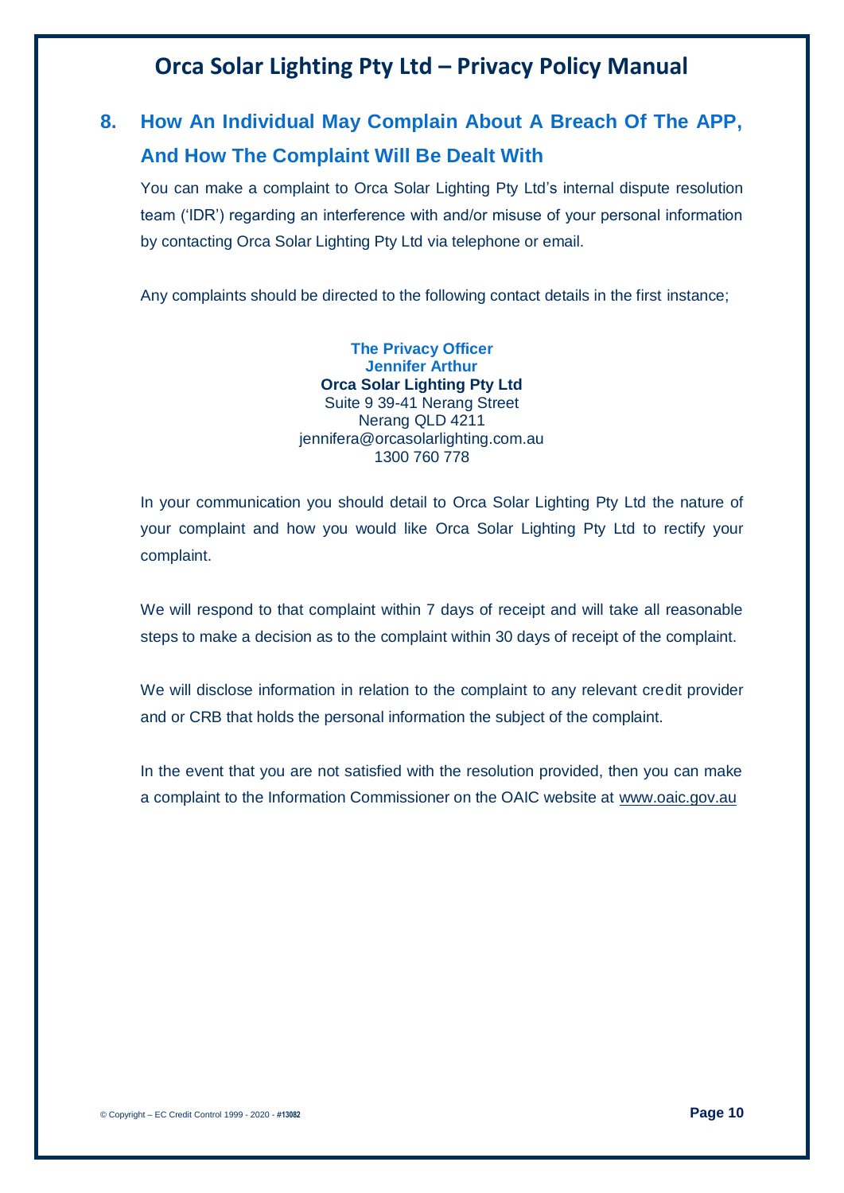## 8. How An Individual May Complain About A Breach Of The APP, And How The Complaint Will Be Dealt With

You can make a complaint to Orca Solar Lighting Pty Ltd's internal dispute resolution team ('IDR') regarding an interference with and/or misuse of your personal information by contacting Orca Solar Lighting Pty Ltd via telephone or email.

Any complaints should be directed to the following contact details in the first instance;

**The Privacy Officer**
**Jennifer Arthur**
**Orca Solar Lighting Pty Ltd**
Suite 9 39-41 Nerang Street
Nerang QLD 4211
jennifera@orcasolarlighting.com.au
1300 760 778

In your communication you should detail to Orca Solar Lighting Pty Ltd the nature of your complaint and how you would like Orca Solar Lighting Pty Ltd to rectify your complaint.

We will respond to that complaint within 7 days of receipt and will take all reasonable steps to make a decision as to the complaint within 30 days of receipt of the complaint.

We will disclose information in relation to the complaint to any relevant credit provider and or CRB that holds the personal information the subject of the complaint.

In the event that you are not satisfied with the resolution provided, then you can make a complaint to the Information Commissioner on the OAIC website at www.oaic.gov.au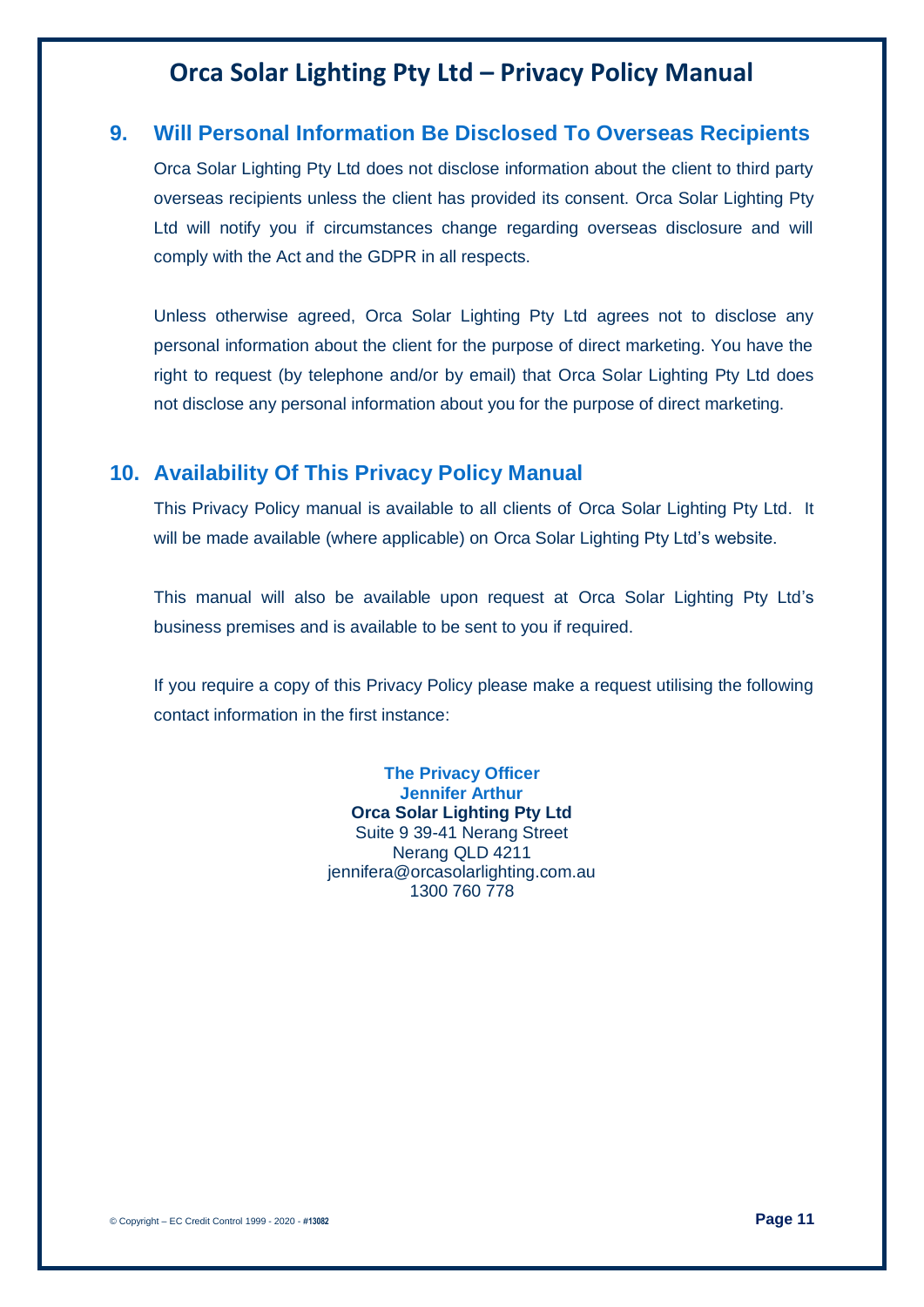## 9. Will Personal Information Be Disclosed To Overseas Recipients

Orca Solar Lighting Pty Ltd does not disclose information about the client to third party overseas recipients unless the client has provided its consent. Orca Solar Lighting Pty Ltd will notify you if circumstances change regarding overseas disclosure and will comply with the Act and the GDPR in all respects.

Unless otherwise agreed, Orca Solar Lighting Pty Ltd agrees not to disclose any personal information about the client for the purpose of direct marketing. You have the right to request (by telephone and/or by email) that Orca Solar Lighting Pty Ltd does not disclose any personal information about you for the purpose of direct marketing.

## 10. Availability Of This Privacy Policy Manual

This Privacy Policy manual is available to all clients of Orca Solar Lighting Pty Ltd. It will be made available (where applicable) on Orca Solar Lighting Pty Ltd's website.

This manual will also be available upon request at Orca Solar Lighting Pty Ltd's business premises and is available to be sent to you if required.

If you require a copy of this Privacy Policy please make a request utilising the following contact information in the first instance:

**The Privacy Officer**
**Jennifer Arthur**
**Orca Solar Lighting Pty Ltd**
Suite 9 39-41 Nerang Street
Nerang QLD 4211
jennifera@orcasolarlighting.com.au
1300 760 778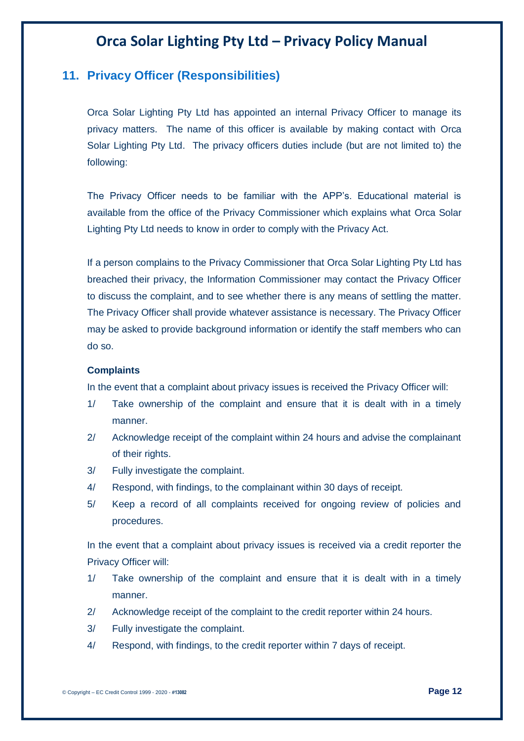## 11. Privacy Officer (Responsibilities)

Orca Solar Lighting Pty Ltd has appointed an internal Privacy Officer to manage its privacy matters. The name of this officer is available by making contact with Orca Solar Lighting Pty Ltd. The privacy officers duties include (but are not limited to) the following:

The Privacy Officer needs to be familiar with the APP's. Educational material is available from the office of the Privacy Commissioner which explains what Orca Solar Lighting Pty Ltd needs to know in order to comply with the Privacy Act.

If a person complains to the Privacy Commissioner that Orca Solar Lighting Pty Ltd has breached their privacy, the Information Commissioner may contact the Privacy Officer to discuss the complaint, and to see whether there is any means of settling the matter. The Privacy Officer shall provide whatever assistance is necessary. The Privacy Officer may be asked to provide background information or identify the staff members who can do so.

**Complaints**

In the event that a complaint about privacy issues is received the Privacy Officer will:

1/ Take ownership of the complaint and ensure that it is dealt with in a timely manner.

2/ Acknowledge receipt of the complaint within 24 hours and advise the complainant of their rights.

3/ Fully investigate the complaint.

4/ Respond, with findings, to the complainant within 30 days of receipt.

5/ Keep a record of all complaints received for ongoing review of policies and procedures.

In the event that a complaint about privacy issues is received via a credit reporter the Privacy Officer will:

1/ Take ownership of the complaint and ensure that it is dealt with in a timely manner.

2/ Acknowledge receipt of the complaint to the credit reporter within 24 hours.

3/ Fully investigate the complaint.

4/ Respond, with findings, to the credit reporter within 7 days of receipt.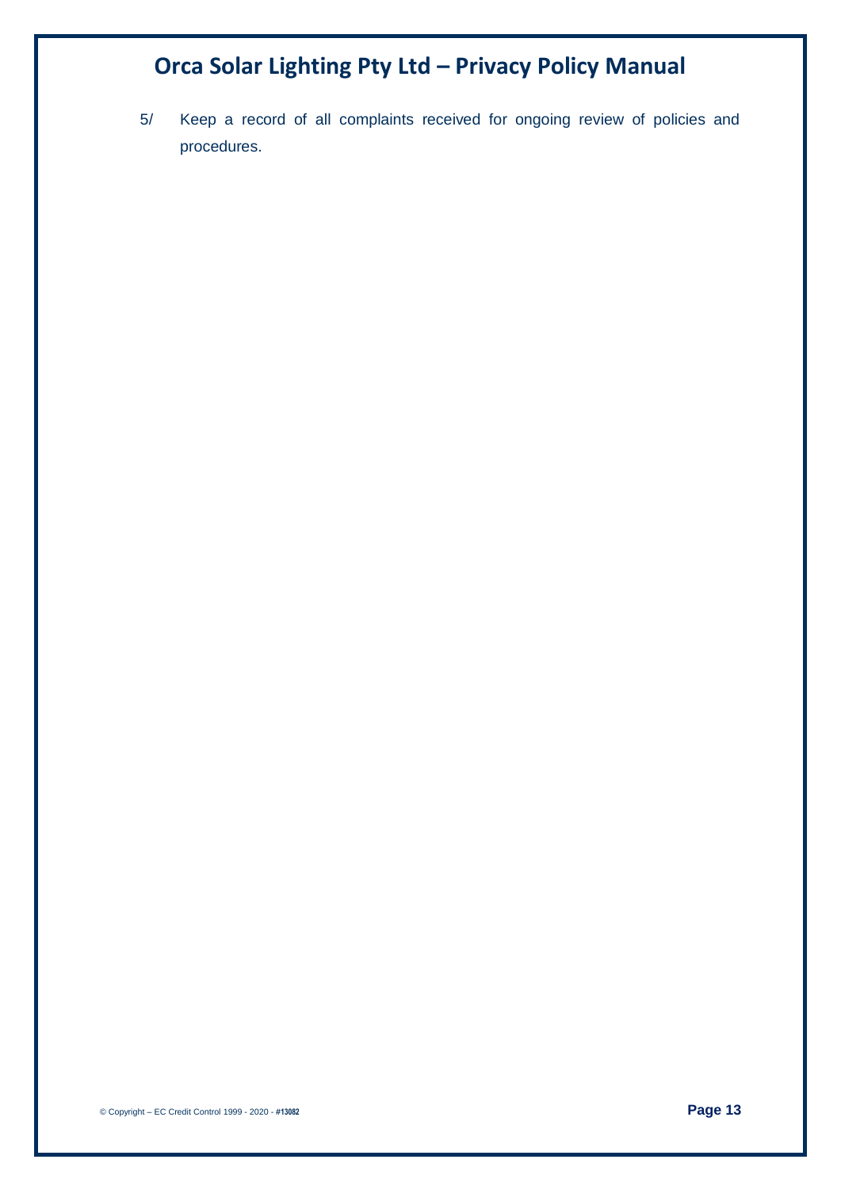5/ Keep a record of all complaints received for ongoing review of policies and procedures.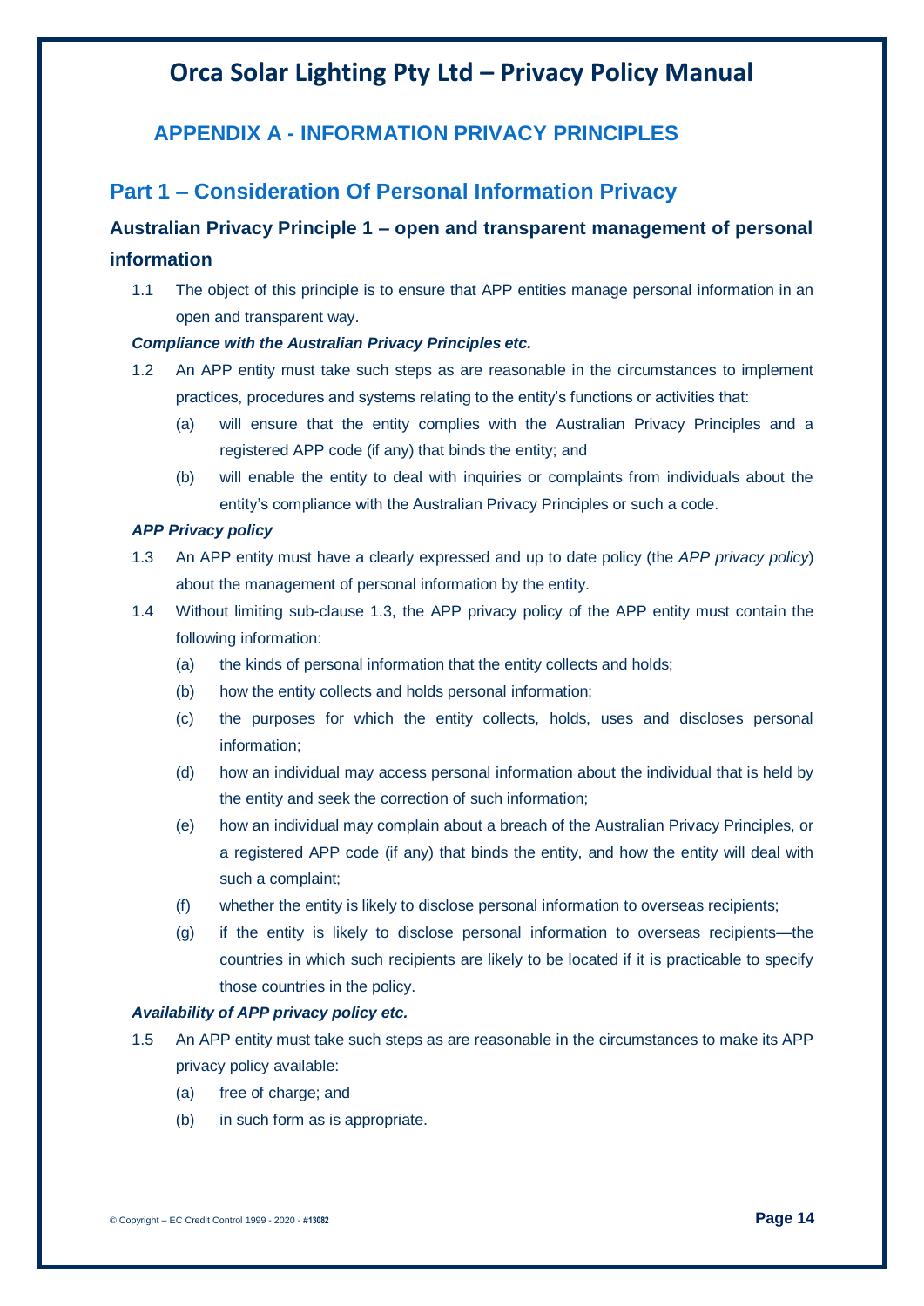# APPENDIX A - INFORMATION PRIVACY PRINCIPLES

## Part 1 – Consideration Of Personal Information Privacy

### Australian Privacy Principle 1 – open and transparent management of personal information

1.1 The object of this principle is to ensure that APP entities manage personal information in an open and transparent way.

***Compliance with the Australian Privacy Principles etc.***

1.2 An APP entity must take such steps as are reasonable in the circumstances to implement practices, procedures and systems relating to the entity's functions or activities that:

(a) will ensure that the entity complies with the Australian Privacy Principles and a registered APP code (if any) that binds the entity; and

(b) will enable the entity to deal with inquiries or complaints from individuals about the entity's compliance with the Australian Privacy Principles or such a code.

***APP Privacy policy***

1.3 An APP entity must have a clearly expressed and up to date policy (the *APP privacy policy*) about the management of personal information by the entity.

1.4 Without limiting sub-clause 1.3, the APP privacy policy of the APP entity must contain the following information:

(a) the kinds of personal information that the entity collects and holds;

(b) how the entity collects and holds personal information;

(c) the purposes for which the entity collects, holds, uses and discloses personal information;

(d) how an individual may access personal information about the individual that is held by the entity and seek the correction of such information;

(e) how an individual may complain about a breach of the Australian Privacy Principles, or a registered APP code (if any) that binds the entity, and how the entity will deal with such a complaint;

(f) whether the entity is likely to disclose personal information to overseas recipients;

(g) if the entity is likely to disclose personal information to overseas recipients—the countries in which such recipients are likely to be located if it is practicable to specify those countries in the policy.

***Availability of APP privacy policy etc.***

1.5 An APP entity must take such steps as are reasonable in the circumstances to make its APP privacy policy available:

(a) free of charge; and

(b) in such form as is appropriate.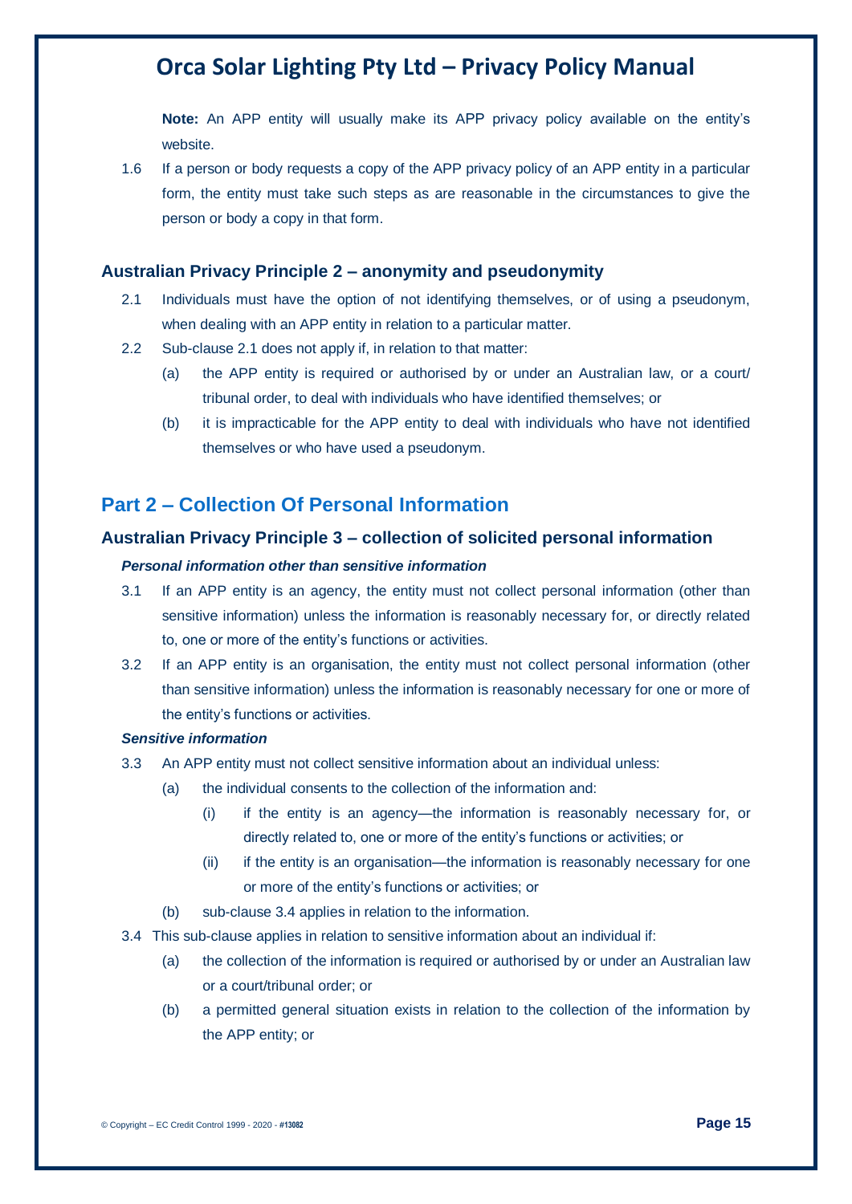**Note:** An APP entity will usually make its APP privacy policy available on the entity's website.

1.6 If a person or body requests a copy of the APP privacy policy of an APP entity in a particular form, the entity must take such steps as are reasonable in the circumstances to give the person or body a copy in that form.

### Australian Privacy Principle 2 – anonymity and pseudonymity

2.1 Individuals must have the option of not identifying themselves, or of using a pseudonym, when dealing with an APP entity in relation to a particular matter.

2.2 Sub-clause 2.1 does not apply if, in relation to that matter:

(a) the APP entity is required or authorised by or under an Australian law, or a court/ tribunal order, to deal with individuals who have identified themselves; or

(b) it is impracticable for the APP entity to deal with individuals who have not identified themselves or who have used a pseudonym.

## Part 2 – Collection Of Personal Information

### Australian Privacy Principle 3 – collection of solicited personal information

***Personal information other than sensitive information***

3.1 If an APP entity is an agency, the entity must not collect personal information (other than sensitive information) unless the information is reasonably necessary for, or directly related to, one or more of the entity's functions or activities.

3.2 If an APP entity is an organisation, the entity must not collect personal information (other than sensitive information) unless the information is reasonably necessary for one or more of the entity's functions or activities.

***Sensitive information***

3.3 An APP entity must not collect sensitive information about an individual unless:

(a) the individual consents to the collection of the information and:

(i) if the entity is an agency—the information is reasonably necessary for, or directly related to, one or more of the entity's functions or activities; or

(ii) if the entity is an organisation—the information is reasonably necessary for one or more of the entity's functions or activities; or

(b) sub-clause 3.4 applies in relation to the information.

3.4 This sub-clause applies in relation to sensitive information about an individual if:

(a) the collection of the information is required or authorised by or under an Australian law or a court/tribunal order; or

(b) a permitted general situation exists in relation to the collection of the information by the APP entity; or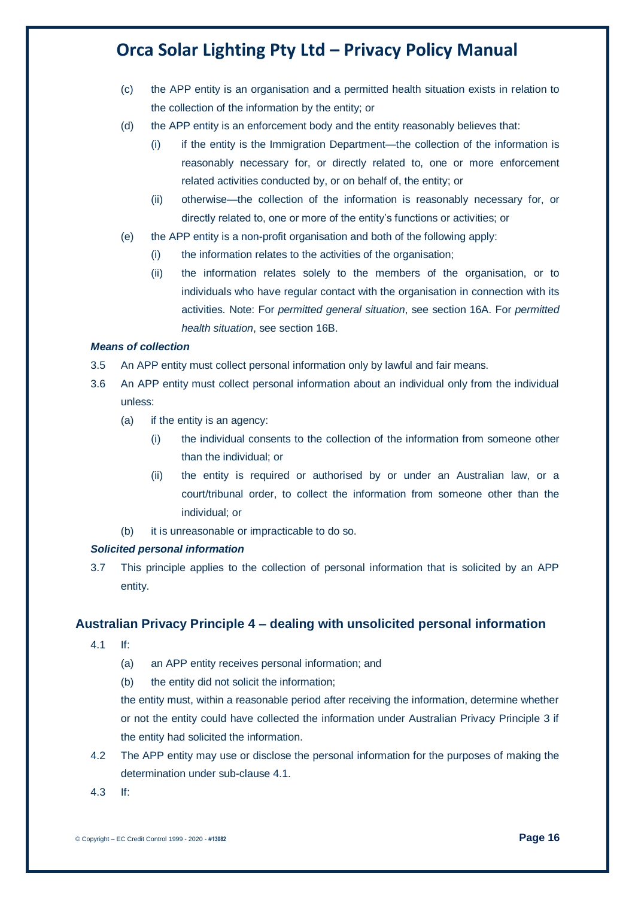(c) the APP entity is an organisation and a permitted health situation exists in relation to the collection of the information by the entity; or

(d) the APP entity is an enforcement body and the entity reasonably believes that:

  (i) if the entity is the Immigration Department—the collection of the information is reasonably necessary for, or directly related to, one or more enforcement related activities conducted by, or on behalf of, the entity; or

  (ii) otherwise—the collection of the information is reasonably necessary for, or directly related to, one or more of the entity's functions or activities; or

(e) the APP entity is a non-profit organisation and both of the following apply:

  (i) the information relates to the activities of the organisation;

  (ii) the information relates solely to the members of the organisation, or to individuals who have regular contact with the organisation in connection with its activities. Note: For *permitted general situation*, see section 16A. For *permitted health situation*, see section 16B.

***Means of collection***

3.5 An APP entity must collect personal information only by lawful and fair means.

3.6 An APP entity must collect personal information about an individual only from the individual unless:

(a) if the entity is an agency:

  (i) the individual consents to the collection of the information from someone other than the individual; or

  (ii) the entity is required or authorised by or under an Australian law, or a court/tribunal order, to collect the information from someone other than the individual; or

(b) it is unreasonable or impracticable to do so.

***Solicited personal information***

3.7 This principle applies to the collection of personal information that is solicited by an APP entity.

### Australian Privacy Principle 4 – dealing with unsolicited personal information

4.1 If:

(a) an APP entity receives personal information; and

(b) the entity did not solicit the information;

the entity must, within a reasonable period after receiving the information, determine whether or not the entity could have collected the information under Australian Privacy Principle 3 if the entity had solicited the information.

4.2 The APP entity may use or disclose the personal information for the purposes of making the determination under sub-clause 4.1.

4.3 If: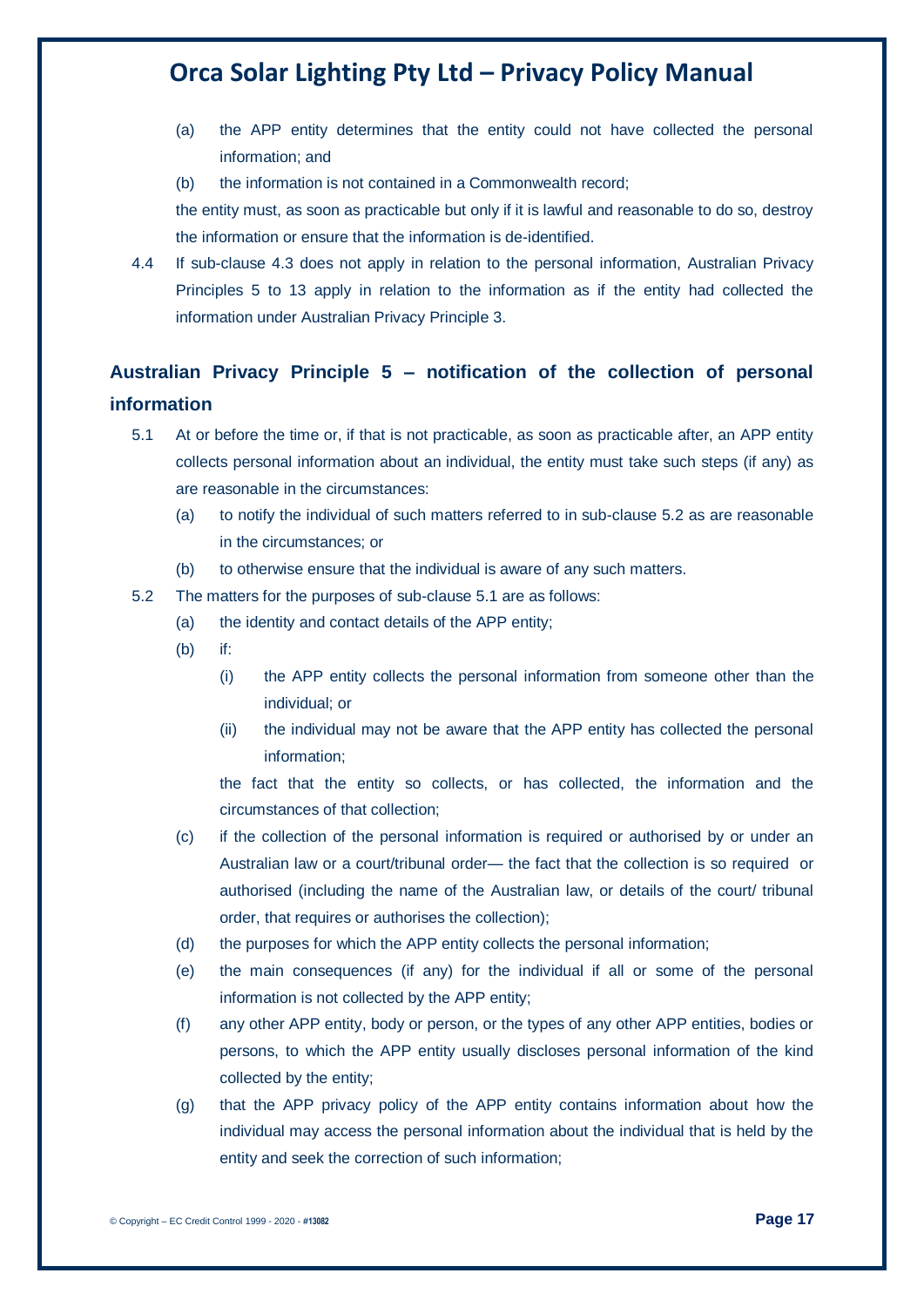(a) the APP entity determines that the entity could not have collected the personal information; and

(b) the information is not contained in a Commonwealth record;

the entity must, as soon as practicable but only if it is lawful and reasonable to do so, destroy the information or ensure that the information is de-identified.

4.4 If sub-clause 4.3 does not apply in relation to the personal information, Australian Privacy Principles 5 to 13 apply in relation to the information as if the entity had collected the information under Australian Privacy Principle 3.

### Australian Privacy Principle 5 – notification of the collection of personal information

5.1 At or before the time or, if that is not practicable, as soon as practicable after, an APP entity collects personal information about an individual, the entity must take such steps (if any) as are reasonable in the circumstances:

(a) to notify the individual of such matters referred to in sub-clause 5.2 as are reasonable in the circumstances; or

(b) to otherwise ensure that the individual is aware of any such matters.

5.2 The matters for the purposes of sub-clause 5.1 are as follows:

(a) the identity and contact details of the APP entity;

(b) if:

(i) the APP entity collects the personal information from someone other than the individual; or

(ii) the individual may not be aware that the APP entity has collected the personal information;

the fact that the entity so collects, or has collected, the information and the circumstances of that collection;

(c) if the collection of the personal information is required or authorised by or under an Australian law or a court/tribunal order— the fact that the collection is so required or authorised (including the name of the Australian law, or details of the court/ tribunal order, that requires or authorises the collection);

(d) the purposes for which the APP entity collects the personal information;

(e) the main consequences (if any) for the individual if all or some of the personal information is not collected by the APP entity;

(f) any other APP entity, body or person, or the types of any other APP entities, bodies or persons, to which the APP entity usually discloses personal information of the kind collected by the entity;

(g) that the APP privacy policy of the APP entity contains information about how the individual may access the personal information about the individual that is held by the entity and seek the correction of such information;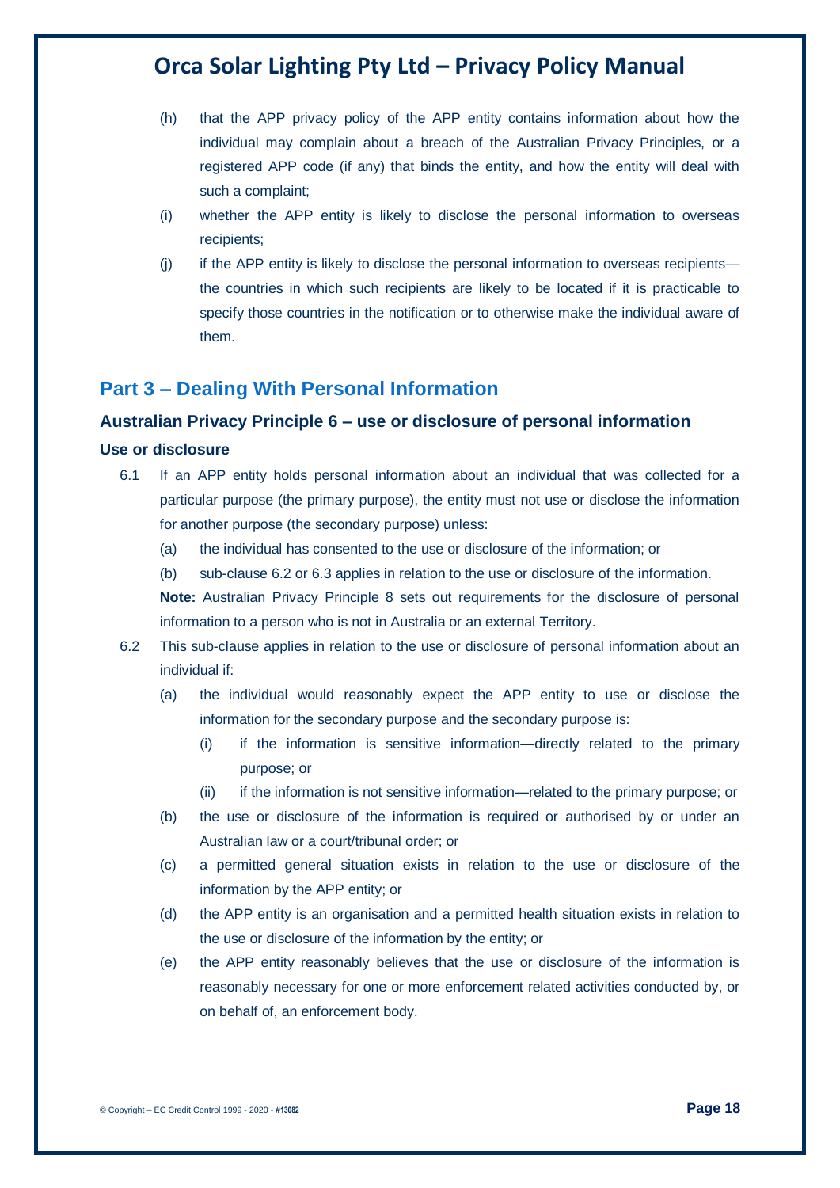(h) that the APP privacy policy of the APP entity contains information about how the individual may complain about a breach of the Australian Privacy Principles, or a registered APP code (if any) that binds the entity, and how the entity will deal with such a complaint;

(i) whether the APP entity is likely to disclose the personal information to overseas recipients;

(j) if the APP entity is likely to disclose the personal information to overseas recipients—the countries in which such recipients are likely to be located if it is practicable to specify those countries in the notification or to otherwise make the individual aware of them.

## Part 3 – Dealing With Personal Information

### Australian Privacy Principle 6 – use or disclosure of personal information

#### Use or disclosure

6.1 If an APP entity holds personal information about an individual that was collected for a particular purpose (the primary purpose), the entity must not use or disclose the information for another purpose (the secondary purpose) unless:

(a) the individual has consented to the use or disclosure of the information; or

(b) sub-clause 6.2 or 6.3 applies in relation to the use or disclosure of the information.

**Note:** Australian Privacy Principle 8 sets out requirements for the disclosure of personal information to a person who is not in Australia or an external Territory.

6.2 This sub-clause applies in relation to the use or disclosure of personal information about an individual if:

(a) the individual would reasonably expect the APP entity to use or disclose the information for the secondary purpose and the secondary purpose is:

(i) if the information is sensitive information—directly related to the primary purpose; or

(ii) if the information is not sensitive information—related to the primary purpose; or

(b) the use or disclosure of the information is required or authorised by or under an Australian law or a court/tribunal order; or

(c) a permitted general situation exists in relation to the use or disclosure of the information by the APP entity; or

(d) the APP entity is an organisation and a permitted health situation exists in relation to the use or disclosure of the information by the entity; or

(e) the APP entity reasonably believes that the use or disclosure of the information is reasonably necessary for one or more enforcement related activities conducted by, or on behalf of, an enforcement body.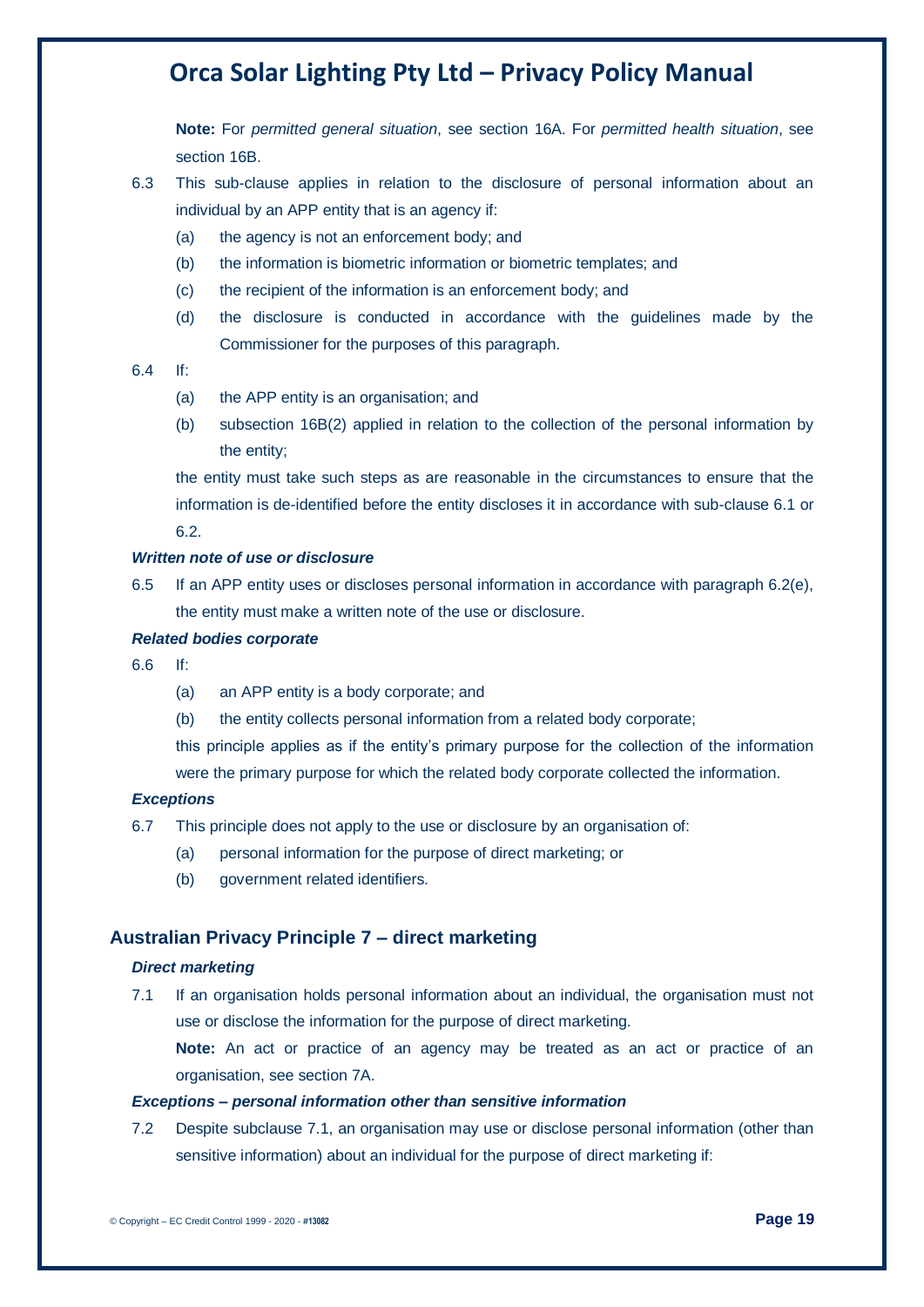**Note:** For *permitted general situation*, see section 16A. For *permitted health situation*, see section 16B.

6.3 This sub-clause applies in relation to the disclosure of personal information about an individual by an APP entity that is an agency if:

- (a) the agency is not an enforcement body; and
- (b) the information is biometric information or biometric templates; and
- (c) the recipient of the information is an enforcement body; and
- (d) the disclosure is conducted in accordance with the guidelines made by the Commissioner for the purposes of this paragraph.

6.4 If:

- (a) the APP entity is an organisation; and
- (b) subsection 16B(2) applied in relation to the collection of the personal information by the entity;

the entity must take such steps as are reasonable in the circumstances to ensure that the information is de-identified before the entity discloses it in accordance with sub-clause 6.1 or 6.2.

***Written note of use or disclosure***

6.5 If an APP entity uses or discloses personal information in accordance with paragraph 6.2(e), the entity must make a written note of the use or disclosure.

***Related bodies corporate***

6.6 If:

- (a) an APP entity is a body corporate; and
- (b) the entity collects personal information from a related body corporate;

this principle applies as if the entity's primary purpose for the collection of the information were the primary purpose for which the related body corporate collected the information.

***Exceptions***

6.7 This principle does not apply to the use or disclosure by an organisation of:

- (a) personal information for the purpose of direct marketing; or
- (b) government related identifiers.

### Australian Privacy Principle 7 – direct marketing

***Direct marketing***

7.1 If an organisation holds personal information about an individual, the organisation must not use or disclose the information for the purpose of direct marketing.

**Note:** An act or practice of an agency may be treated as an act or practice of an organisation, see section 7A.

***Exceptions – personal information other than sensitive information***

7.2 Despite subclause 7.1, an organisation may use or disclose personal information (other than sensitive information) about an individual for the purpose of direct marketing if: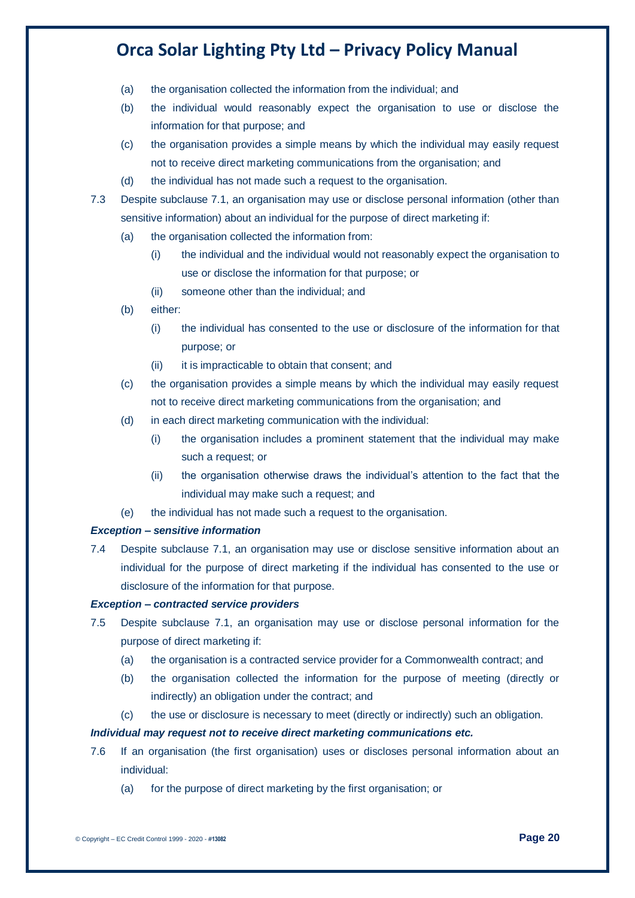(a) the organisation collected the information from the individual; and

(b) the individual would reasonably expect the organisation to use or disclose the information for that purpose; and

(c) the organisation provides a simple means by which the individual may easily request not to receive direct marketing communications from the organisation; and

(d) the individual has not made such a request to the organisation.

7.3 Despite subclause 7.1, an organisation may use or disclose personal information (other than sensitive information) about an individual for the purpose of direct marketing if:

(a) the organisation collected the information from:

(i) the individual and the individual would not reasonably expect the organisation to use or disclose the information for that purpose; or

(ii) someone other than the individual; and

(b) either:

(i) the individual has consented to the use or disclosure of the information for that purpose; or

(ii) it is impracticable to obtain that consent; and

(c) the organisation provides a simple means by which the individual may easily request not to receive direct marketing communications from the organisation; and

(d) in each direct marketing communication with the individual:

(i) the organisation includes a prominent statement that the individual may make such a request; or

(ii) the organisation otherwise draws the individual's attention to the fact that the individual may make such a request; and

(e) the individual has not made such a request to the organisation.

***Exception – sensitive information***

7.4 Despite subclause 7.1, an organisation may use or disclose sensitive information about an individual for the purpose of direct marketing if the individual has consented to the use or disclosure of the information for that purpose.

***Exception – contracted service providers***

7.5 Despite subclause 7.1, an organisation may use or disclose personal information for the purpose of direct marketing if:

(a) the organisation is a contracted service provider for a Commonwealth contract; and

(b) the organisation collected the information for the purpose of meeting (directly or indirectly) an obligation under the contract; and

(c) the use or disclosure is necessary to meet (directly or indirectly) such an obligation.

***Individual may request not to receive direct marketing communications etc.***

7.6 If an organisation (the first organisation) uses or discloses personal information about an individual:

(a) for the purpose of direct marketing by the first organisation; or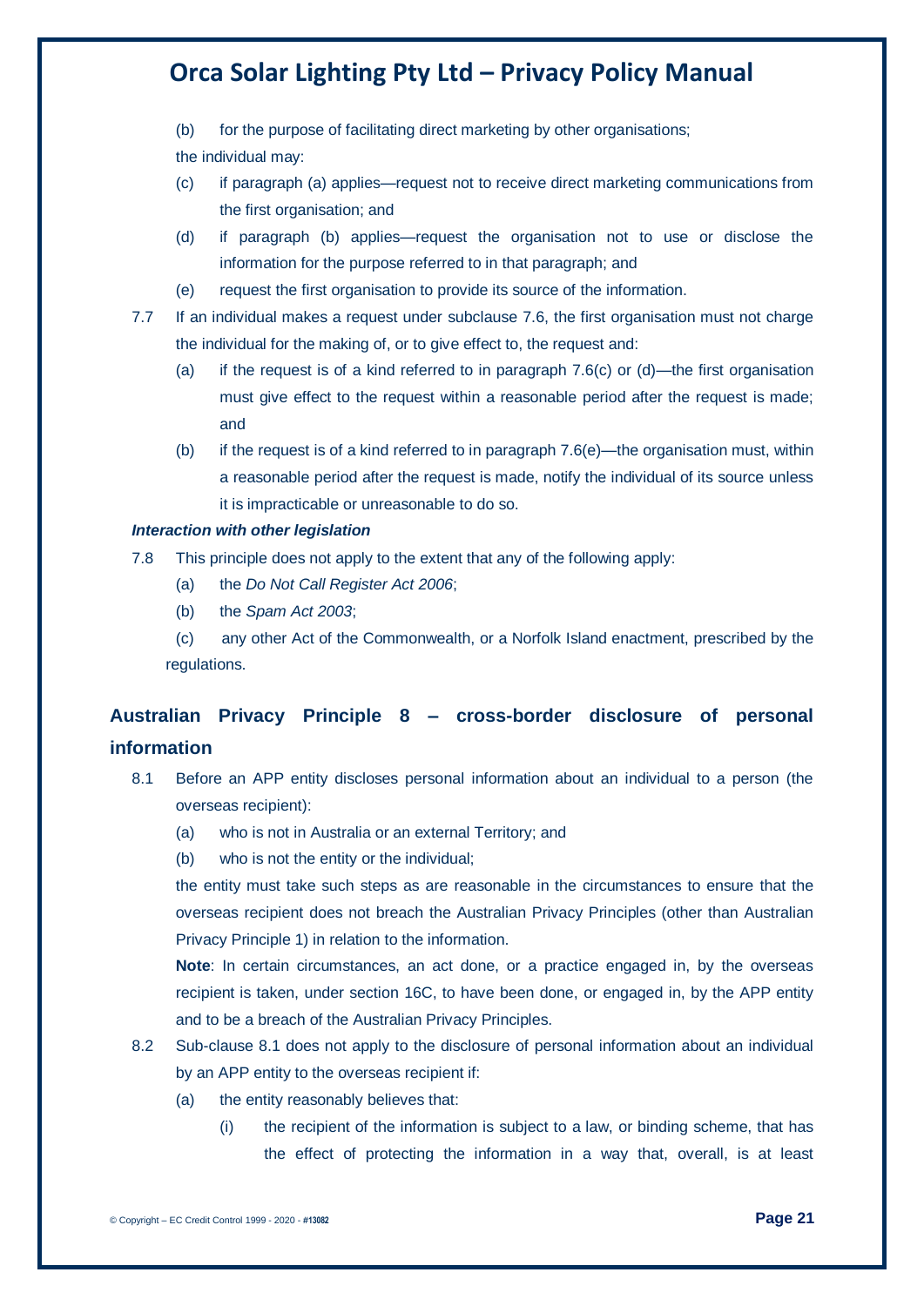(b) for the purpose of facilitating direct marketing by other organisations;

the individual may:

(c) if paragraph (a) applies—request not to receive direct marketing communications from the first organisation; and

(d) if paragraph (b) applies—request the organisation not to use or disclose the information for the purpose referred to in that paragraph; and

(e) request the first organisation to provide its source of the information.

7.7 If an individual makes a request under subclause 7.6, the first organisation must not charge the individual for the making of, or to give effect to, the request and:

(a) if the request is of a kind referred to in paragraph 7.6(c) or (d)—the first organisation must give effect to the request within a reasonable period after the request is made; and

(b) if the request is of a kind referred to in paragraph 7.6(e)—the organisation must, within a reasonable period after the request is made, notify the individual of its source unless it is impracticable or unreasonable to do so.

***Interaction with other legislation***

7.8 This principle does not apply to the extent that any of the following apply:

(a) the *Do Not Call Register Act 2006*;

(b) the *Spam Act 2003*;

(c) any other Act of the Commonwealth, or a Norfolk Island enactment, prescribed by the regulations.

## Australian Privacy Principle 8 – cross-border disclosure of personal information

8.1 Before an APP entity discloses personal information about an individual to a person (the overseas recipient):

(a) who is not in Australia or an external Territory; and

(b) who is not the entity or the individual;

the entity must take such steps as are reasonable in the circumstances to ensure that the overseas recipient does not breach the Australian Privacy Principles (other than Australian Privacy Principle 1) in relation to the information.

**Note**: In certain circumstances, an act done, or a practice engaged in, by the overseas recipient is taken, under section 16C, to have been done, or engaged in, by the APP entity and to be a breach of the Australian Privacy Principles.

8.2 Sub-clause 8.1 does not apply to the disclosure of personal information about an individual by an APP entity to the overseas recipient if:

(a) the entity reasonably believes that:

(i) the recipient of the information is subject to a law, or binding scheme, that has the effect of protecting the information in a way that, overall, is at least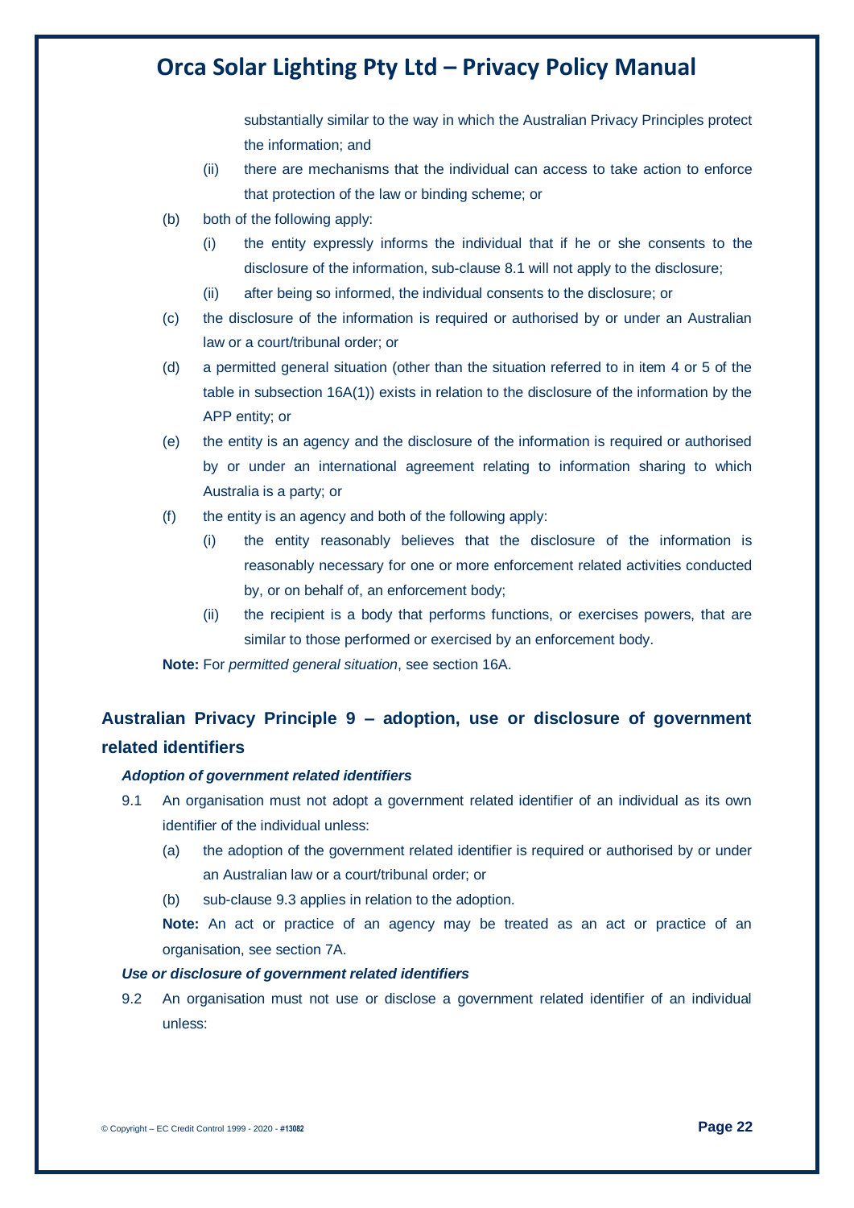substantially similar to the way in which the Australian Privacy Principles protect the information; and

(ii) there are mechanisms that the individual can access to take action to enforce that protection of the law or binding scheme; or

(b) both of the following apply:

(i) the entity expressly informs the individual that if he or she consents to the disclosure of the information, sub-clause 8.1 will not apply to the disclosure;

(ii) after being so informed, the individual consents to the disclosure; or

(c) the disclosure of the information is required or authorised by or under an Australian law or a court/tribunal order; or

(d) a permitted general situation (other than the situation referred to in item 4 or 5 of the table in subsection 16A(1)) exists in relation to the disclosure of the information by the APP entity; or

(e) the entity is an agency and the disclosure of the information is required or authorised by or under an international agreement relating to information sharing to which Australia is a party; or

(f) the entity is an agency and both of the following apply:

(i) the entity reasonably believes that the disclosure of the information is reasonably necessary for one or more enforcement related activities conducted by, or on behalf of, an enforcement body;

(ii) the recipient is a body that performs functions, or exercises powers, that are similar to those performed or exercised by an enforcement body.

**Note:** For *permitted general situation*, see section 16A.

## Australian Privacy Principle 9 – adoption, use or disclosure of government related identifiers

### *Adoption of government related identifiers*

9.1 An organisation must not adopt a government related identifier of an individual as its own identifier of the individual unless:

(a) the adoption of the government related identifier is required or authorised by or under an Australian law or a court/tribunal order; or

(b) sub-clause 9.3 applies in relation to the adoption.

**Note:** An act or practice of an agency may be treated as an act or practice of an organisation, see section 7A.

### *Use or disclosure of government related identifiers*

9.2 An organisation must not use or disclose a government related identifier of an individual unless: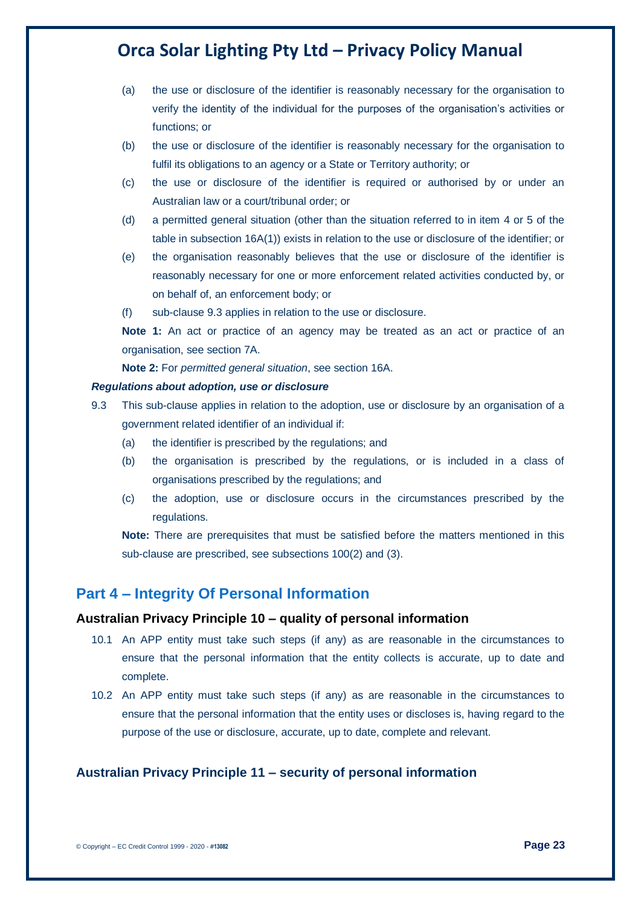(a) the use or disclosure of the identifier is reasonably necessary for the organisation to verify the identity of the individual for the purposes of the organisation's activities or functions; or

(b) the use or disclosure of the identifier is reasonably necessary for the organisation to fulfil its obligations to an agency or a State or Territory authority; or

(c) the use or disclosure of the identifier is required or authorised by or under an Australian law or a court/tribunal order; or

(d) a permitted general situation (other than the situation referred to in item 4 or 5 of the table in subsection 16A(1)) exists in relation to the use or disclosure of the identifier; or

(e) the organisation reasonably believes that the use or disclosure of the identifier is reasonably necessary for one or more enforcement related activities conducted by, or on behalf of, an enforcement body; or

(f) sub-clause 9.3 applies in relation to the use or disclosure.

**Note 1:** An act or practice of an agency may be treated as an act or practice of an organisation, see section 7A.

**Note 2:** For *permitted general situation*, see section 16A.

***Regulations about adoption, use or disclosure***

9.3 This sub-clause applies in relation to the adoption, use or disclosure by an organisation of a government related identifier of an individual if:

(a) the identifier is prescribed by the regulations; and

(b) the organisation is prescribed by the regulations, or is included in a class of organisations prescribed by the regulations; and

(c) the adoption, use or disclosure occurs in the circumstances prescribed by the regulations.

**Note:** There are prerequisites that must be satisfied before the matters mentioned in this sub-clause are prescribed, see subsections 100(2) and (3).

## Part 4 – Integrity Of Personal Information

### Australian Privacy Principle 10 – quality of personal information

10.1 An APP entity must take such steps (if any) as are reasonable in the circumstances to ensure that the personal information that the entity collects is accurate, up to date and complete.

10.2 An APP entity must take such steps (if any) as are reasonable in the circumstances to ensure that the personal information that the entity uses or discloses is, having regard to the purpose of the use or disclosure, accurate, up to date, complete and relevant.

### Australian Privacy Principle 11 – security of personal information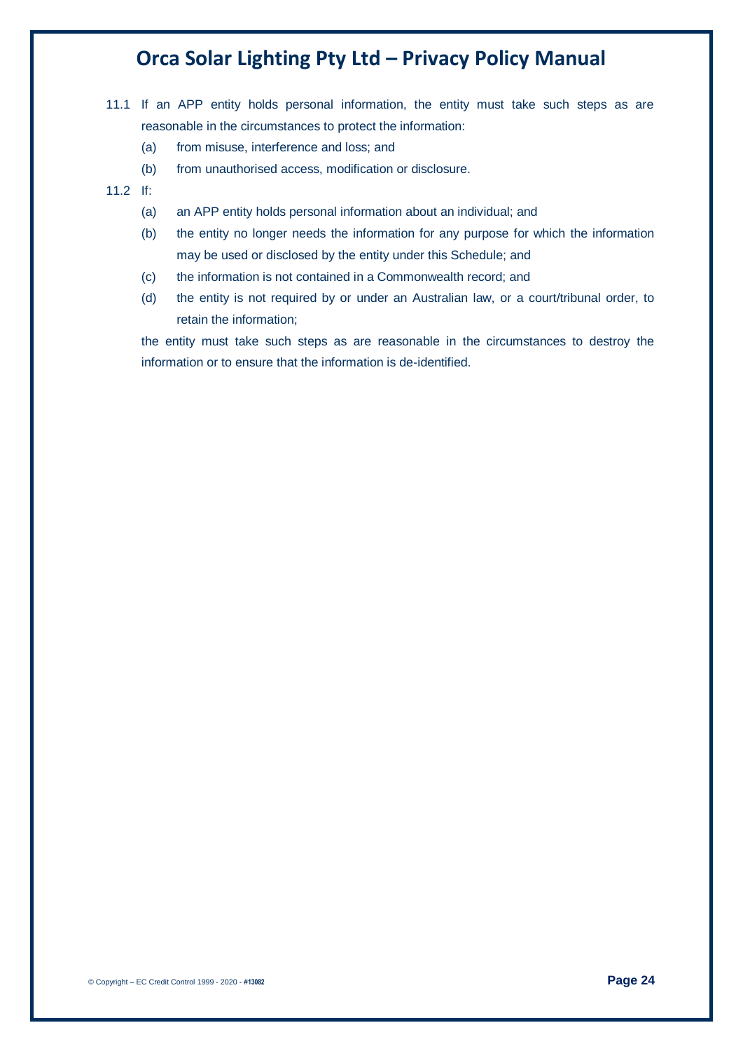11.1 If an APP entity holds personal information, the entity must take such steps as are reasonable in the circumstances to protect the information:

  (a) from misuse, interference and loss; and

  (b) from unauthorised access, modification or disclosure.

11.2 If:

  (a) an APP entity holds personal information about an individual; and

  (b) the entity no longer needs the information for any purpose for which the information may be used or disclosed by the entity under this Schedule; and

  (c) the information is not contained in a Commonwealth record; and

  (d) the entity is not required by or under an Australian law, or a court/tribunal order, to retain the information;

  the entity must take such steps as are reasonable in the circumstances to destroy the information or to ensure that the information is de-identified.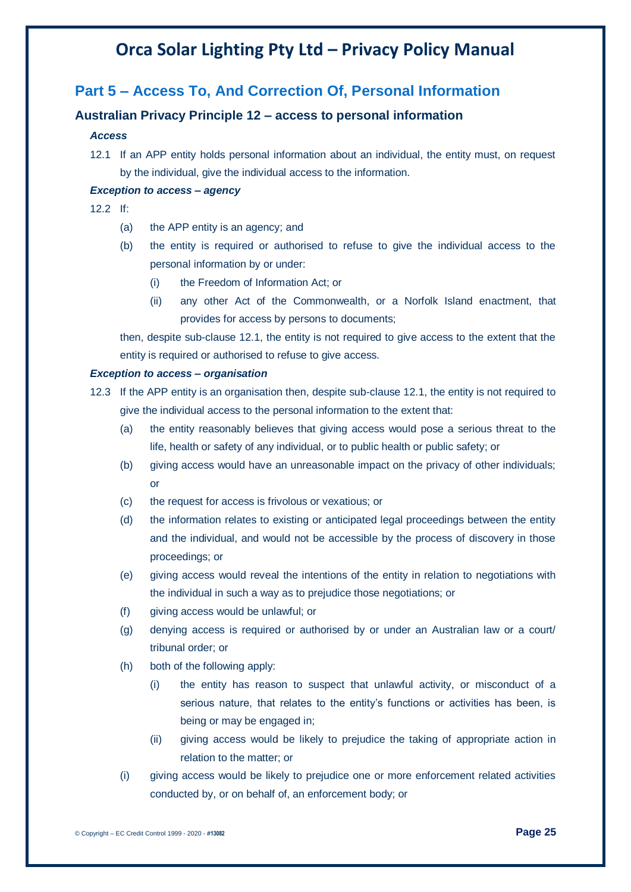## Part 5 – Access To, And Correction Of, Personal Information

### Australian Privacy Principle 12 – access to personal information

***Access***

12.1 If an APP entity holds personal information about an individual, the entity must, on request by the individual, give the individual access to the information.

***Exception to access – agency***

12.2 If:

- (a) the APP entity is an agency; and
- (b) the entity is required or authorised to refuse to give the individual access to the personal information by or under:
  - (i) the Freedom of Information Act; or
  - (ii) any other Act of the Commonwealth, or a Norfolk Island enactment, that provides for access by persons to documents;

then, despite sub-clause 12.1, the entity is not required to give access to the extent that the entity is required or authorised to refuse to give access.

***Exception to access – organisation***

12.3 If the APP entity is an organisation then, despite sub-clause 12.1, the entity is not required to give the individual access to the personal information to the extent that:

- (a) the entity reasonably believes that giving access would pose a serious threat to the life, health or safety of any individual, or to public health or public safety; or
- (b) giving access would have an unreasonable impact on the privacy of other individuals; or
- (c) the request for access is frivolous or vexatious; or
- (d) the information relates to existing or anticipated legal proceedings between the entity and the individual, and would not be accessible by the process of discovery in those proceedings; or
- (e) giving access would reveal the intentions of the entity in relation to negotiations with the individual in such a way as to prejudice those negotiations; or
- (f) giving access would be unlawful; or
- (g) denying access is required or authorised by or under an Australian law or a court/ tribunal order; or
- (h) both of the following apply:
  - (i) the entity has reason to suspect that unlawful activity, or misconduct of a serious nature, that relates to the entity's functions or activities has been, is being or may be engaged in;
  - (ii) giving access would be likely to prejudice the taking of appropriate action in relation to the matter; or
- (i) giving access would be likely to prejudice one or more enforcement related activities conducted by, or on behalf of, an enforcement body; or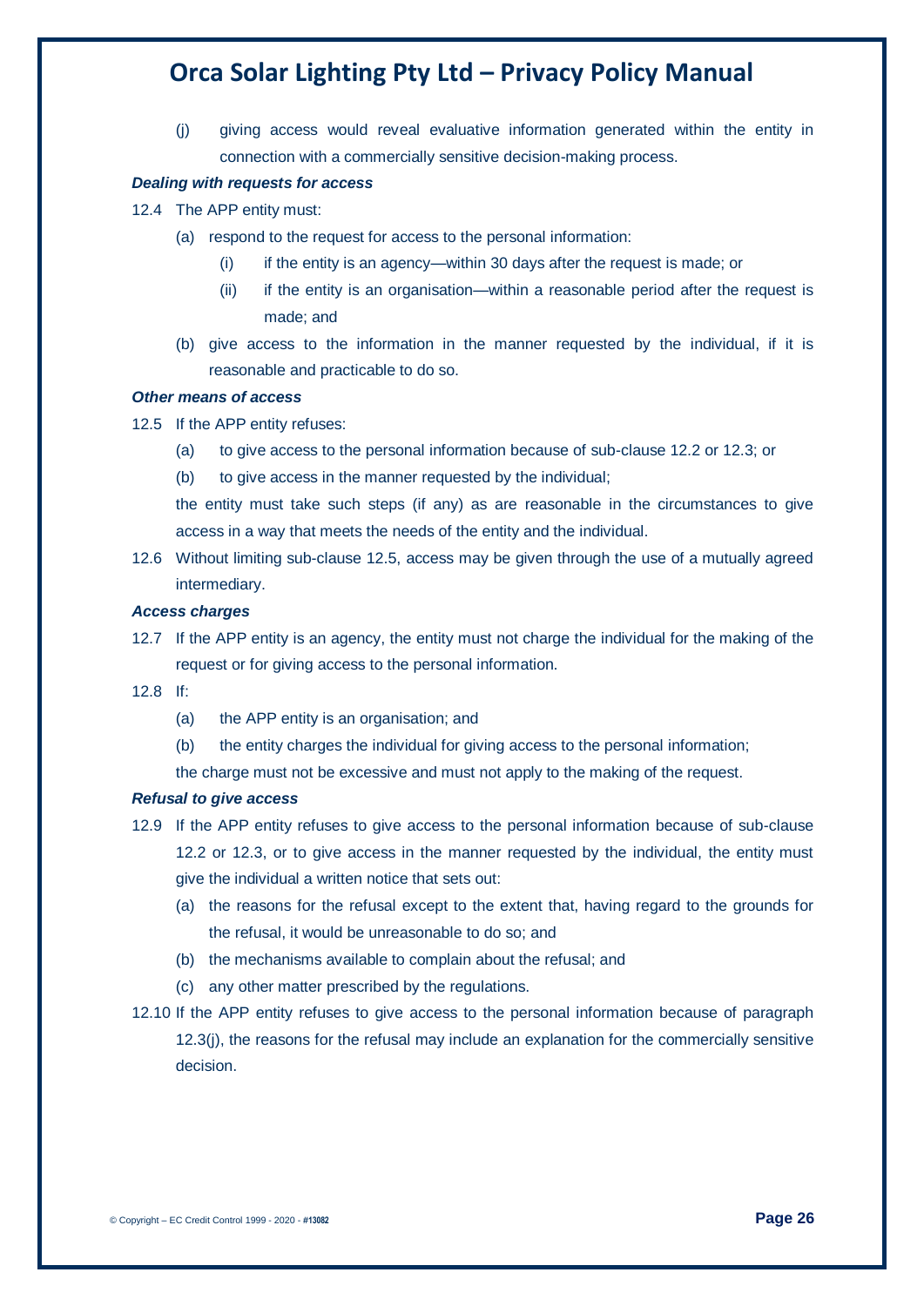(j) giving access would reveal evaluative information generated within the entity in connection with a commercially sensitive decision-making process.

***Dealing with requests for access***

12.4 The APP entity must:

(a) respond to the request for access to the personal information:

(i) if the entity is an agency—within 30 days after the request is made; or

(ii) if the entity is an organisation—within a reasonable period after the request is made; and

(b) give access to the information in the manner requested by the individual, if it is reasonable and practicable to do so.

***Other means of access***

12.5 If the APP entity refuses:

(a) to give access to the personal information because of sub-clause 12.2 or 12.3; or

(b) to give access in the manner requested by the individual;

the entity must take such steps (if any) as are reasonable in the circumstances to give access in a way that meets the needs of the entity and the individual.

12.6 Without limiting sub-clause 12.5, access may be given through the use of a mutually agreed intermediary.

***Access charges***

12.7 If the APP entity is an agency, the entity must not charge the individual for the making of the request or for giving access to the personal information.

12.8 If:

(a) the APP entity is an organisation; and

(b) the entity charges the individual for giving access to the personal information;

the charge must not be excessive and must not apply to the making of the request.

***Refusal to give access***

12.9 If the APP entity refuses to give access to the personal information because of sub-clause 12.2 or 12.3, or to give access in the manner requested by the individual, the entity must give the individual a written notice that sets out:

(a) the reasons for the refusal except to the extent that, having regard to the grounds for the refusal, it would be unreasonable to do so; and

(b) the mechanisms available to complain about the refusal; and

(c) any other matter prescribed by the regulations.

12.10 If the APP entity refuses to give access to the personal information because of paragraph 12.3(j), the reasons for the refusal may include an explanation for the commercially sensitive decision.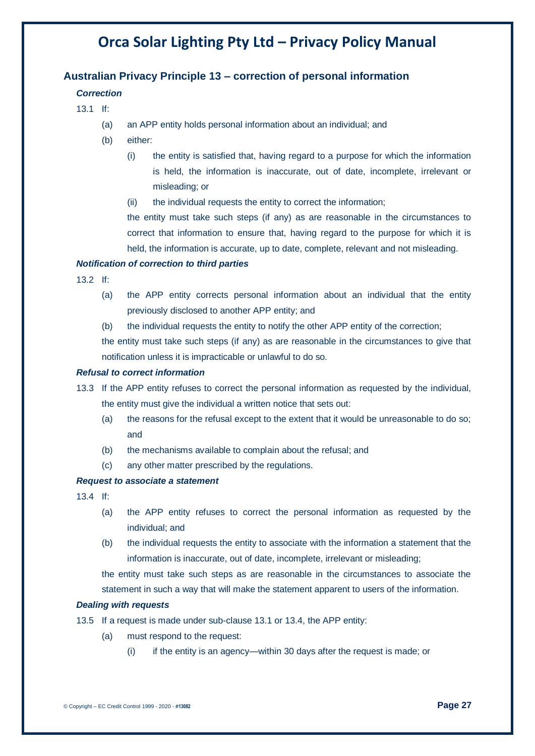## Australian Privacy Principle 13 – correction of personal information

### *Correction*

13.1 If:

- (a) an APP entity holds personal information about an individual; and
- (b) either:
  - (i) the entity is satisfied that, having regard to a purpose for which the information is held, the information is inaccurate, out of date, incomplete, irrelevant or misleading; or
  - (ii) the individual requests the entity to correct the information;

  the entity must take such steps (if any) as are reasonable in the circumstances to correct that information to ensure that, having regard to the purpose for which it is held, the information is accurate, up to date, complete, relevant and not misleading.

### *Notification of correction to third parties*

13.2 If:

- (a) the APP entity corrects personal information about an individual that the entity previously disclosed to another APP entity; and
- (b) the individual requests the entity to notify the other APP entity of the correction;

the entity must take such steps (if any) as are reasonable in the circumstances to give that notification unless it is impracticable or unlawful to do so.

### *Refusal to correct information*

13.3 If the APP entity refuses to correct the personal information as requested by the individual, the entity must give the individual a written notice that sets out:

- (a) the reasons for the refusal except to the extent that it would be unreasonable to do so; and
- (b) the mechanisms available to complain about the refusal; and
- (c) any other matter prescribed by the regulations.

### *Request to associate a statement*

13.4 If:

- (a) the APP entity refuses to correct the personal information as requested by the individual; and
- (b) the individual requests the entity to associate with the information a statement that the information is inaccurate, out of date, incomplete, irrelevant or misleading;

the entity must take such steps as are reasonable in the circumstances to associate the statement in such a way that will make the statement apparent to users of the information.

### *Dealing with requests*

13.5 If a request is made under sub-clause 13.1 or 13.4, the APP entity:

- (a) must respond to the request:
  - (i) if the entity is an agency—within 30 days after the request is made; or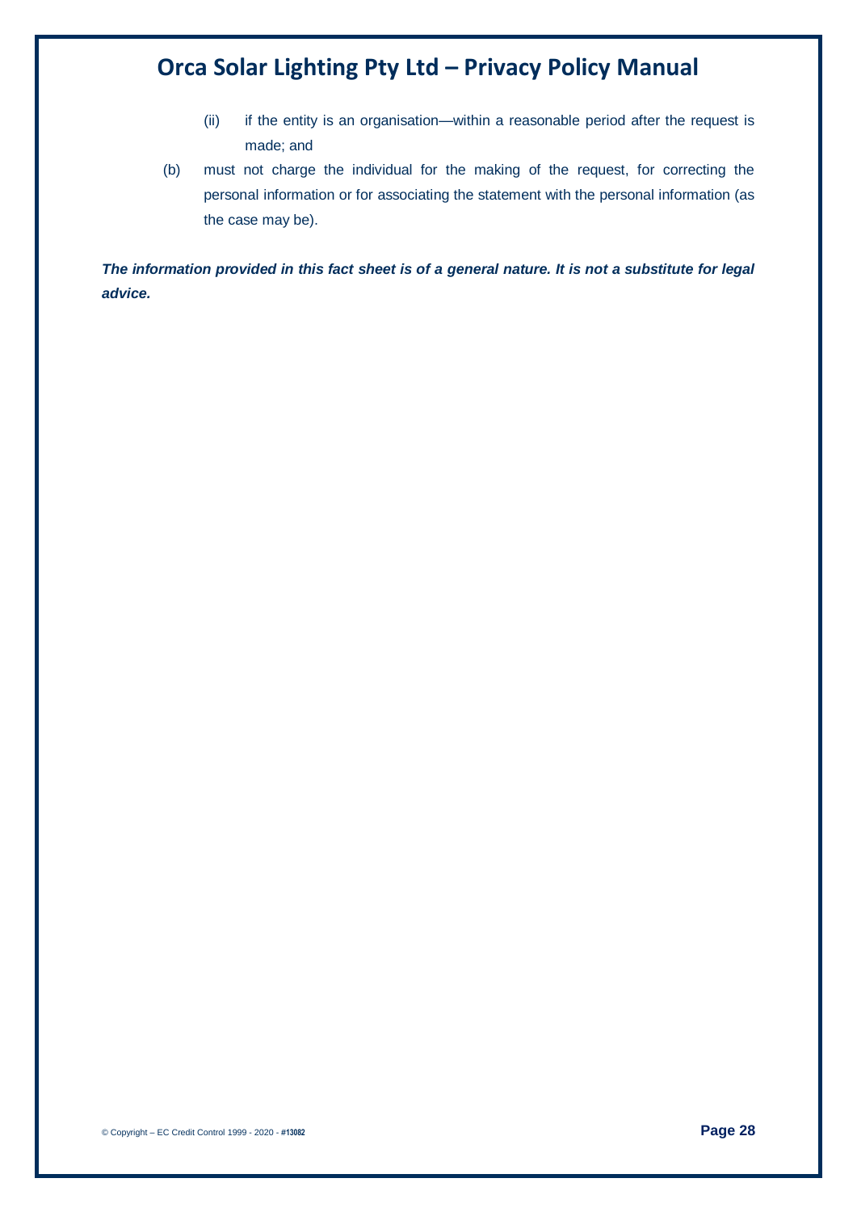(ii) if the entity is an organisation—within a reasonable period after the request is made; and

(b) must not charge the individual for the making of the request, for correcting the personal information or for associating the statement with the personal information (as the case may be).

***The information provided in this fact sheet is of a general nature. It is not a substitute for legal advice.***